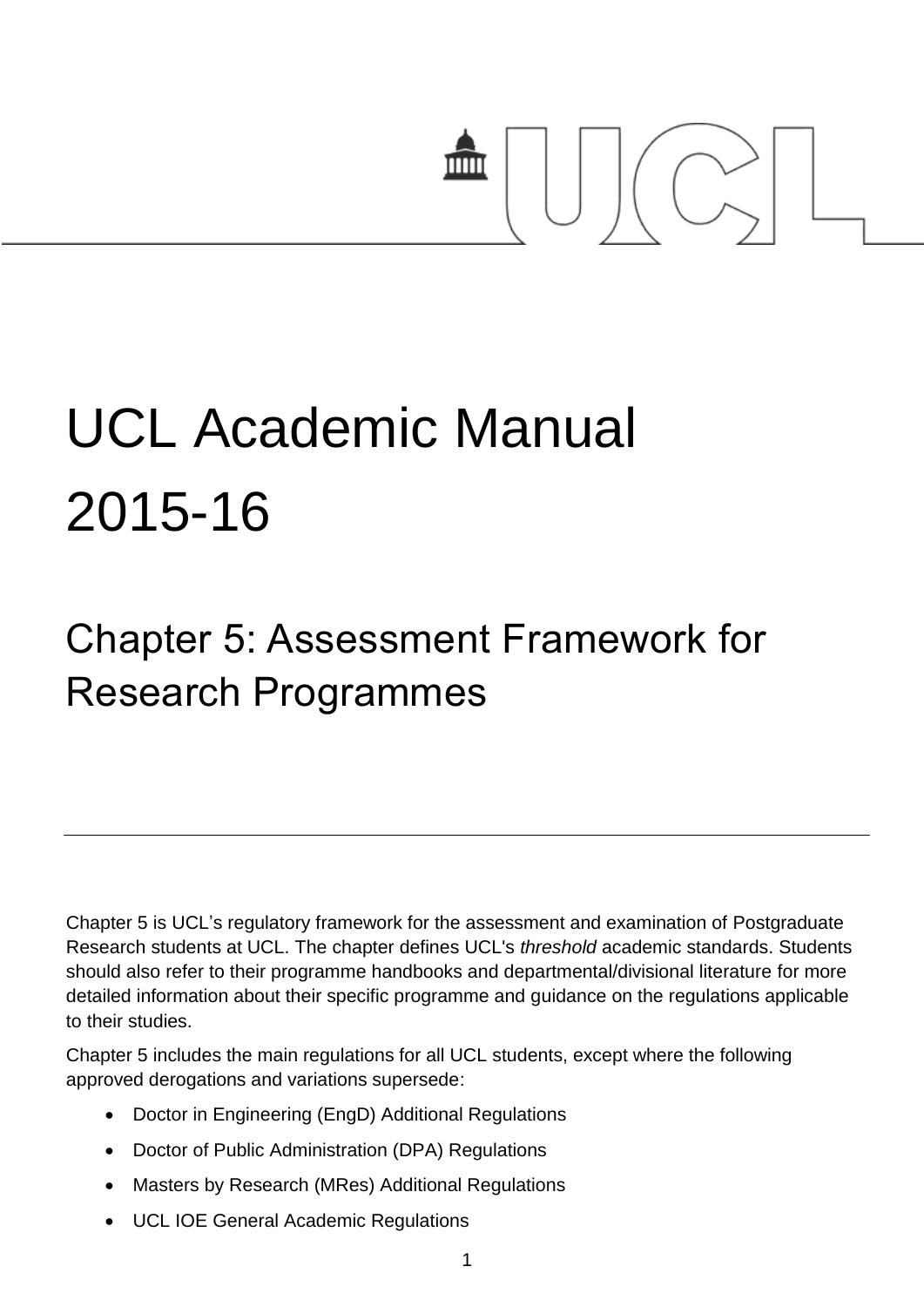# UCL Academic Manual 2015-16

## Chapter 5: Assessment Framework for Research Programmes

Chapter 5 is UCL's regulatory framework for the assessment and examination of Postgraduate Research students at UCL. The chapter defines UCL's *threshold* academic standards. Students should also refer to their programme handbooks and departmental/divisional literature for more detailed information about their specific programme and guidance on the regulations applicable to their studies.

Chapter 5 includes the main regulations for all UCL students, except where the following approved derogations and variations supersede:

- Doctor in Engineering (EngD) Additional Regulations
- Doctor of Public Administration (DPA) Regulations
- Masters by Research (MRes) Additional Regulations
- UCL IOE General Academic Regulations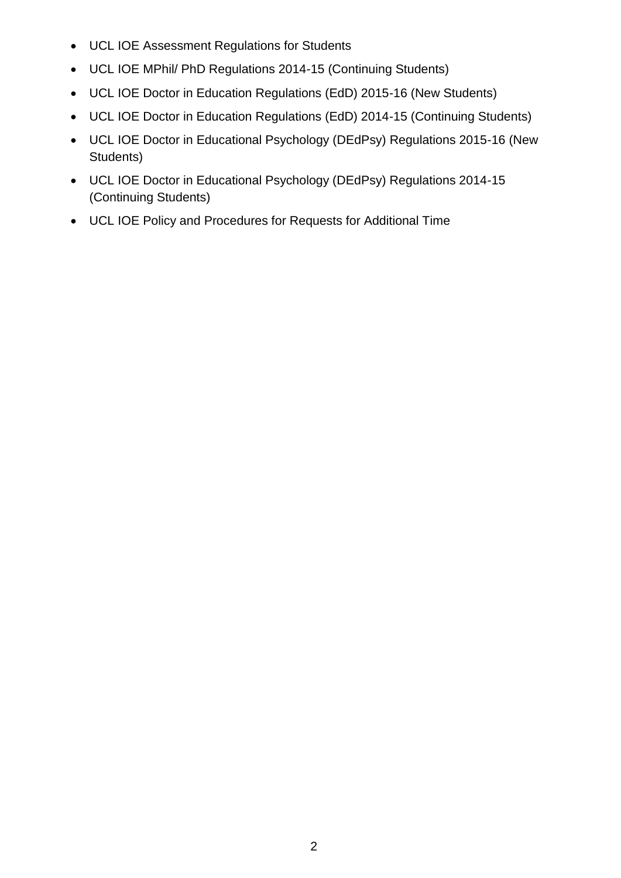- UCL IOE Assessment Regulations for Students
- UCL IOE MPhil/ PhD Regulations 2014-15 (Continuing Students)
- UCL IOE Doctor in Education Regulations (EdD) 2015-16 (New Students)
- UCL IOE Doctor in Education Regulations (EdD) 2014-15 (Continuing Students)
- UCL IOE Doctor in Educational Psychology (DEdPsy) Regulations 2015-16 (New Students)
- UCL IOE Doctor in Educational Psychology (DEdPsy) Regulations 2014-15 (Continuing Students)
- UCL IOE Policy and Procedures for Requests for Additional Time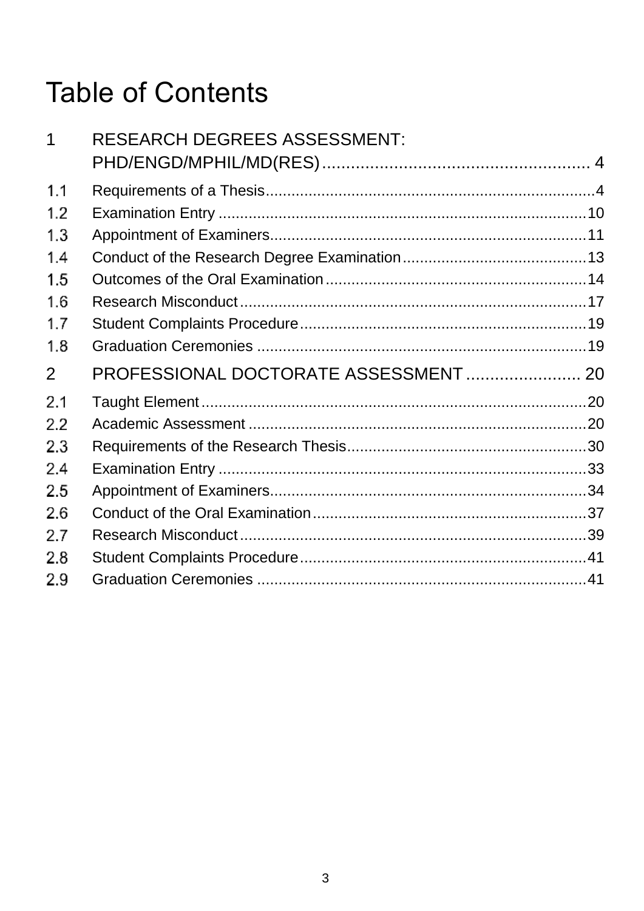# Table of Contents

1 RESEARCH DEGREES ASSESSMENT: PHD/ENGD/MPHIL/MD(RES) ........................................................ 4

1.1 Requirements of a Thesis ........................................................................... 4

1.2 Examination Entry ...................................................................................... 10

1.3 Appointment of Examiners .......................................................................... 11

1.4 Conduct of the Research Degree Examination ........................................... 13

1.5 Outcomes of the Oral Examination ............................................................. 14

1.6 Research Misconduct ................................................................................. 17

1.7 Student Complaints Procedure ................................................................... 19

1.8 Graduation Ceremonies ............................................................................. 19

2 PROFESSIONAL DOCTORATE ASSESSMENT ........................ 20

2.1 Taught Element .......................................................................................... 20

2.2 Academic Assessment ............................................................................... 20

2.3 Requirements of the Research Thesis ........................................................ 30

2.4 Examination Entry ...................................................................................... 33

2.5 Appointment of Examiners .......................................................................... 34

2.6 Conduct of the Oral Examination ................................................................ 37

2.7 Research Misconduct ................................................................................. 39

2.8 Student Complaints Procedure ................................................................... 41

2.9 Graduation Ceremonies ............................................................................. 41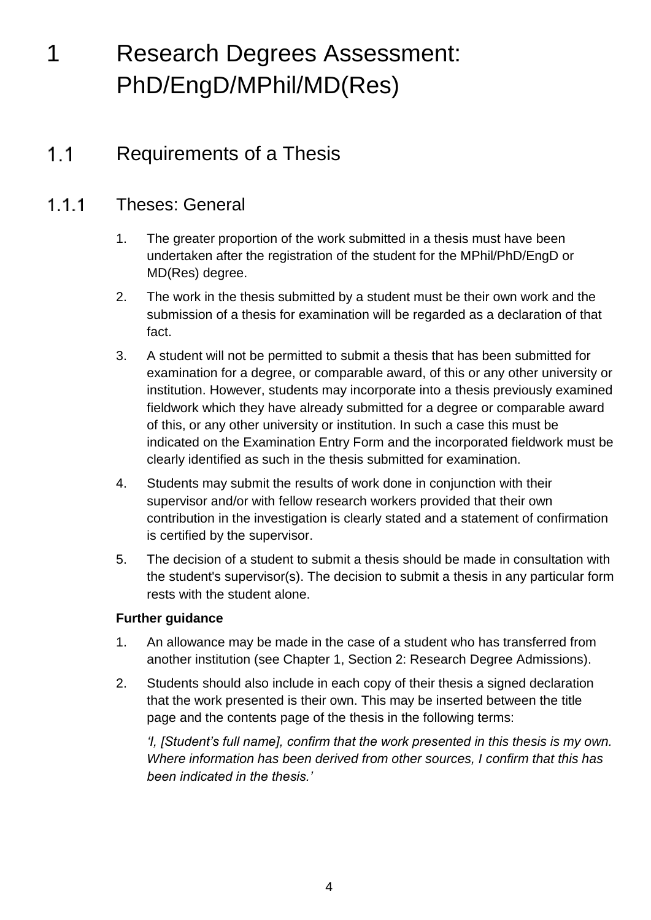# 1 Research Degrees Assessment: PhD/EngD/MPhil/MD(Res)

## 1.1 Requirements of a Thesis

### 1.1.1 Theses: General

1. The greater proportion of the work submitted in a thesis must have been undertaken after the registration of the student for the MPhil/PhD/EngD or MD(Res) degree.
2. The work in the thesis submitted by a student must be their own work and the submission of a thesis for examination will be regarded as a declaration of that fact.
3. A student will not be permitted to submit a thesis that has been submitted for examination for a degree, or comparable award, of this or any other university or institution. However, students may incorporate into a thesis previously examined fieldwork which they have already submitted for a degree or comparable award of this, or any other university or institution. In such a case this must be indicated on the Examination Entry Form and the incorporated fieldwork must be clearly identified as such in the thesis submitted for examination.
4. Students may submit the results of work done in conjunction with their supervisor and/or with fellow research workers provided that their own contribution in the investigation is clearly stated and a statement of confirmation is certified by the supervisor.
5. The decision of a student to submit a thesis should be made in consultation with the student's supervisor(s). The decision to submit a thesis in any particular form rests with the student alone.

**Further guidance**

1. An allowance may be made in the case of a student who has transferred from another institution (see Chapter 1, Section 2: Research Degree Admissions).
2. Students should also include in each copy of their thesis a signed declaration that the work presented is their own. This may be inserted between the title page and the contents page of the thesis in the following terms:

   *'I, [Student's full name], confirm that the work presented in this thesis is my own. Where information has been derived from other sources, I confirm that this has been indicated in the thesis.'*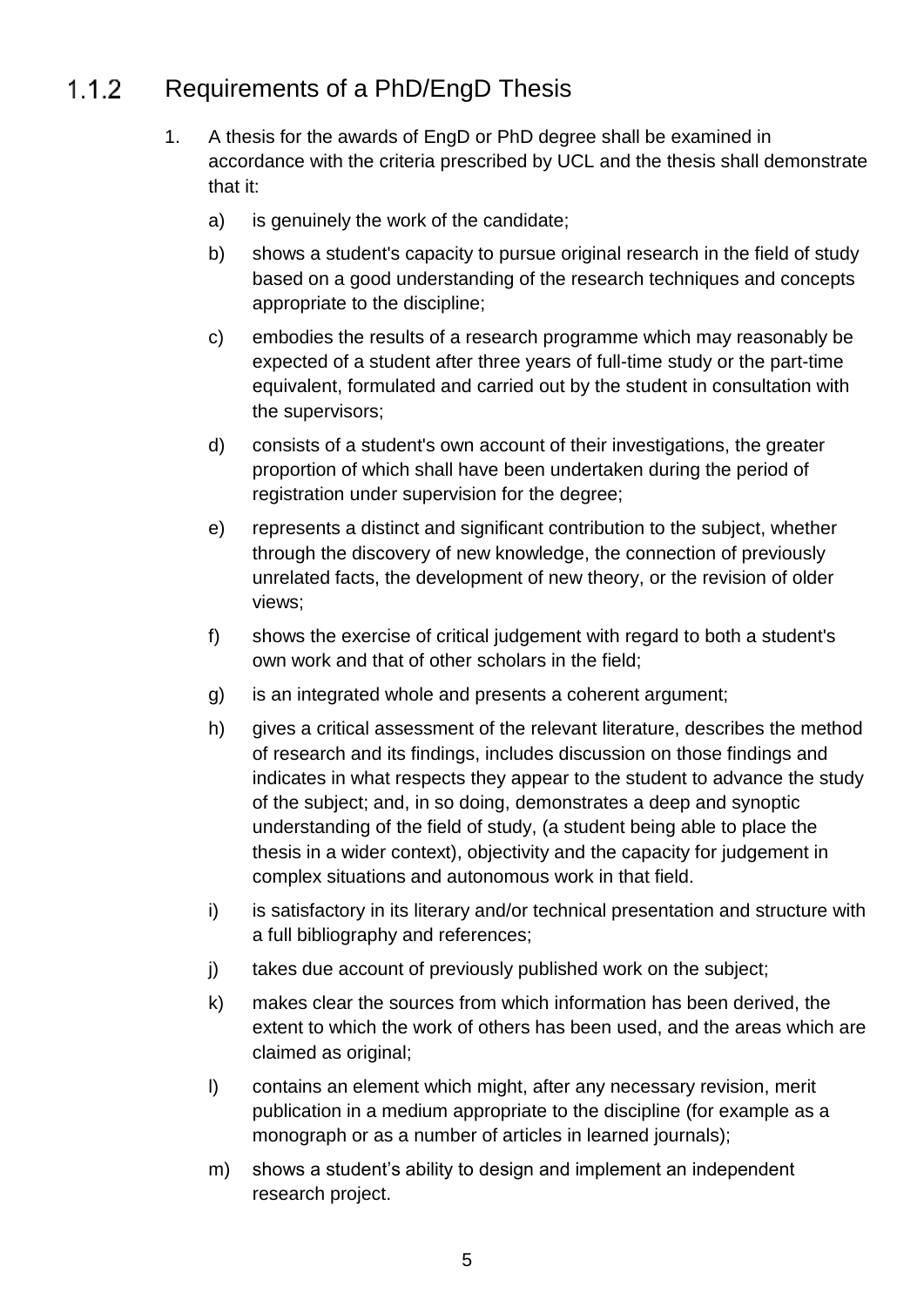### 1.1.2 Requirements of a PhD/EngD Thesis

1. A thesis for the awards of EngD or PhD degree shall be examined in accordance with the criteria prescribed by UCL and the thesis shall demonstrate that it:

   a) is genuinely the work of the candidate;

   b) shows a student's capacity to pursue original research in the field of study based on a good understanding of the research techniques and concepts appropriate to the discipline;

   c) embodies the results of a research programme which may reasonably be expected of a student after three years of full-time study or the part-time equivalent, formulated and carried out by the student in consultation with the supervisors;

   d) consists of a student's own account of their investigations, the greater proportion of which shall have been undertaken during the period of registration under supervision for the degree;

   e) represents a distinct and significant contribution to the subject, whether through the discovery of new knowledge, the connection of previously unrelated facts, the development of new theory, or the revision of older views;

   f) shows the exercise of critical judgement with regard to both a student's own work and that of other scholars in the field;

   g) is an integrated whole and presents a coherent argument;

   h) gives a critical assessment of the relevant literature, describes the method of research and its findings, includes discussion on those findings and indicates in what respects they appear to the student to advance the study of the subject; and, in so doing, demonstrates a deep and synoptic understanding of the field of study, (a student being able to place the thesis in a wider context), objectivity and the capacity for judgement in complex situations and autonomous work in that field.

   i) is satisfactory in its literary and/or technical presentation and structure with a full bibliography and references;

   j) takes due account of previously published work on the subject;

   k) makes clear the sources from which information has been derived, the extent to which the work of others has been used, and the areas which are claimed as original;

   l) contains an element which might, after any necessary revision, merit publication in a medium appropriate to the discipline (for example as a monograph or as a number of articles in learned journals);

   m) shows a student's ability to design and implement an independent research project.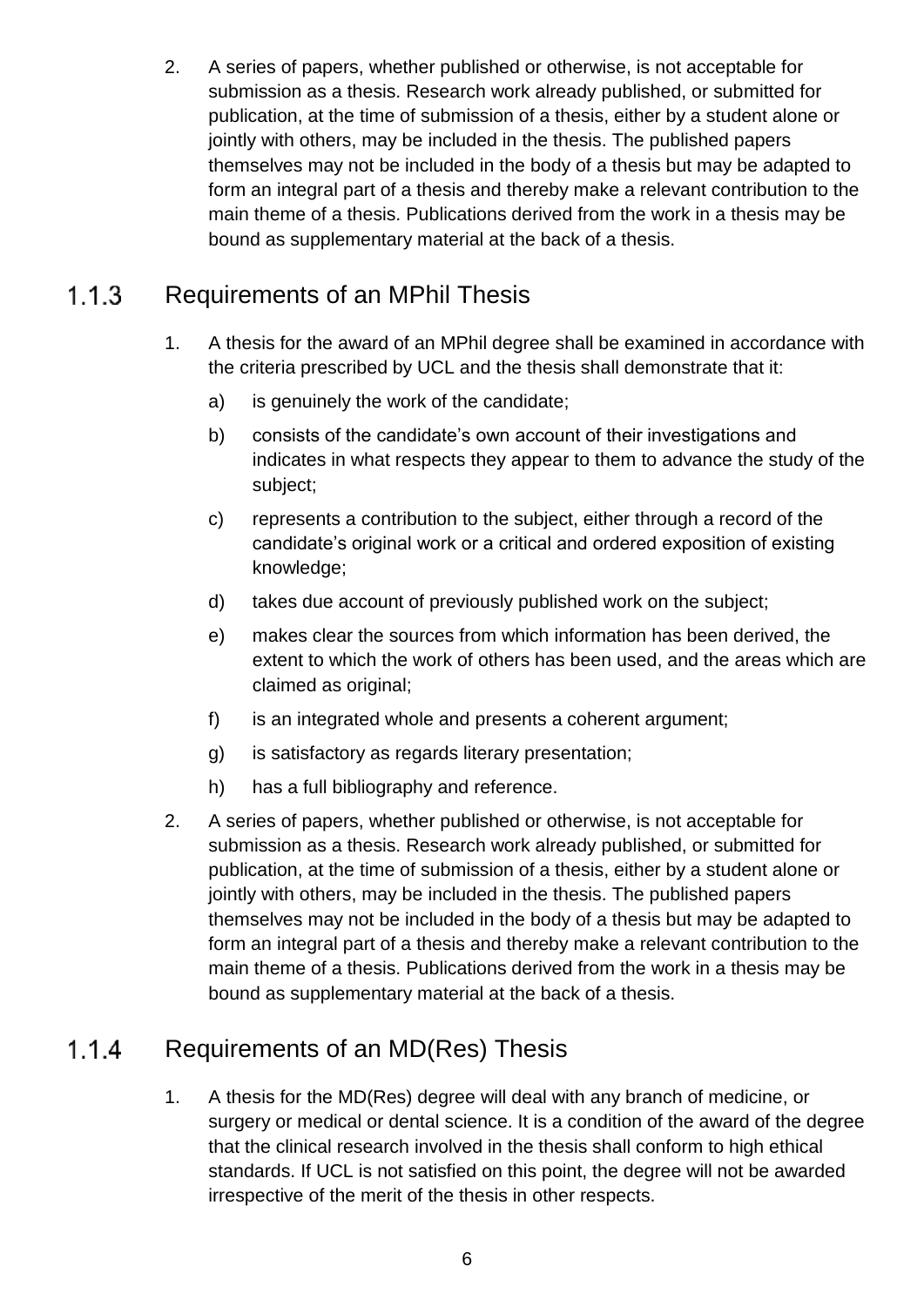2. A series of papers, whether published or otherwise, is not acceptable for submission as a thesis. Research work already published, or submitted for publication, at the time of submission of a thesis, either by a student alone or jointly with others, may be included in the thesis. The published papers themselves may not be included in the body of a thesis but may be adapted to form an integral part of a thesis and thereby make a relevant contribution to the main theme of a thesis. Publications derived from the work in a thesis may be bound as supplementary material at the back of a thesis.

### 1.1.3 Requirements of an MPhil Thesis

1. A thesis for the award of an MPhil degree shall be examined in accordance with the criteria prescribed by UCL and the thesis shall demonstrate that it:
   a) is genuinely the work of the candidate;
   b) consists of the candidate's own account of their investigations and indicates in what respects they appear to them to advance the study of the subject;
   c) represents a contribution to the subject, either through a record of the candidate's original work or a critical and ordered exposition of existing knowledge;
   d) takes due account of previously published work on the subject;
   e) makes clear the sources from which information has been derived, the extent to which the work of others has been used, and the areas which are claimed as original;
   f) is an integrated whole and presents a coherent argument;
   g) is satisfactory as regards literary presentation;
   h) has a full bibliography and reference.
2. A series of papers, whether published or otherwise, is not acceptable for submission as a thesis. Research work already published, or submitted for publication, at the time of submission of a thesis, either by a student alone or jointly with others, may be included in the thesis. The published papers themselves may not be included in the body of a thesis but may be adapted to form an integral part of a thesis and thereby make a relevant contribution to the main theme of a thesis. Publications derived from the work in a thesis may be bound as supplementary material at the back of a thesis.

### 1.1.4 Requirements of an MD(Res) Thesis

1. A thesis for the MD(Res) degree will deal with any branch of medicine, or surgery or medical or dental science. It is a condition of the award of the degree that the clinical research involved in the thesis shall conform to high ethical standards. If UCL is not satisfied on this point, the degree will not be awarded irrespective of the merit of the thesis in other respects.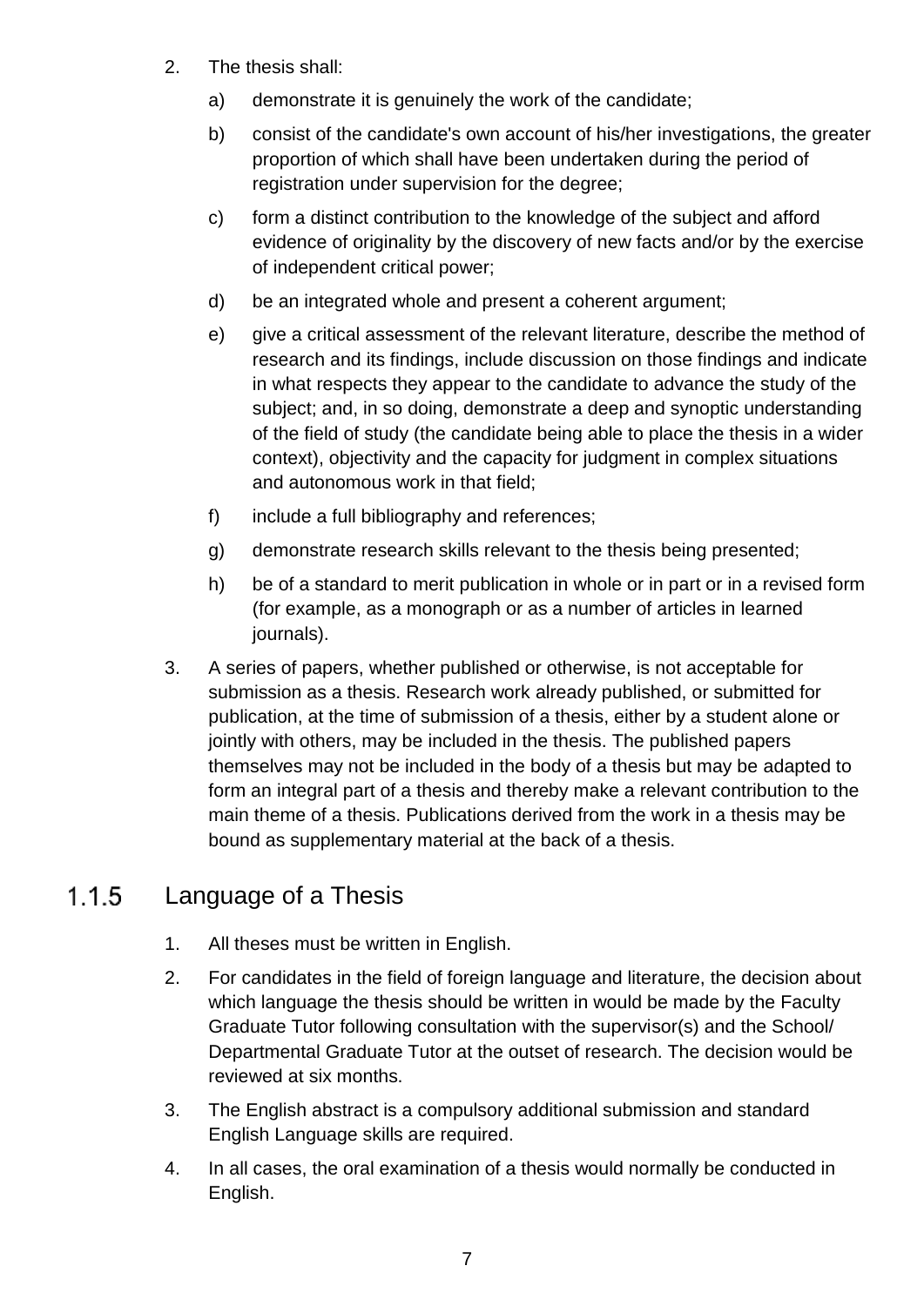2. The thesis shall:
   a) demonstrate it is genuinely the work of the candidate;
   b) consist of the candidate's own account of his/her investigations, the greater proportion of which shall have been undertaken during the period of registration under supervision for the degree;
   c) form a distinct contribution to the knowledge of the subject and afford evidence of originality by the discovery of new facts and/or by the exercise of independent critical power;
   d) be an integrated whole and present a coherent argument;
   e) give a critical assessment of the relevant literature, describe the method of research and its findings, include discussion on those findings and indicate in what respects they appear to the candidate to advance the study of the subject; and, in so doing, demonstrate a deep and synoptic understanding of the field of study (the candidate being able to place the thesis in a wider context), objectivity and the capacity for judgment in complex situations and autonomous work in that field;
   f) include a full bibliography and references;
   g) demonstrate research skills relevant to the thesis being presented;
   h) be of a standard to merit publication in whole or in part or in a revised form (for example, as a monograph or as a number of articles in learned journals).
3. A series of papers, whether published or otherwise, is not acceptable for submission as a thesis. Research work already published, or submitted for publication, at the time of submission of a thesis, either by a student alone or jointly with others, may be included in the thesis. The published papers themselves may not be included in the body of a thesis but may be adapted to form an integral part of a thesis and thereby make a relevant contribution to the main theme of a thesis. Publications derived from the work in a thesis may be bound as supplementary material at the back of a thesis.

### 1.1.5 Language of a Thesis

1. All theses must be written in English.
2. For candidates in the field of foreign language and literature, the decision about which language the thesis should be written in would be made by the Faculty Graduate Tutor following consultation with the supervisor(s) and the School/ Departmental Graduate Tutor at the outset of research. The decision would be reviewed at six months.
3. The English abstract is a compulsory additional submission and standard English Language skills are required.
4. In all cases, the oral examination of a thesis would normally be conducted in English.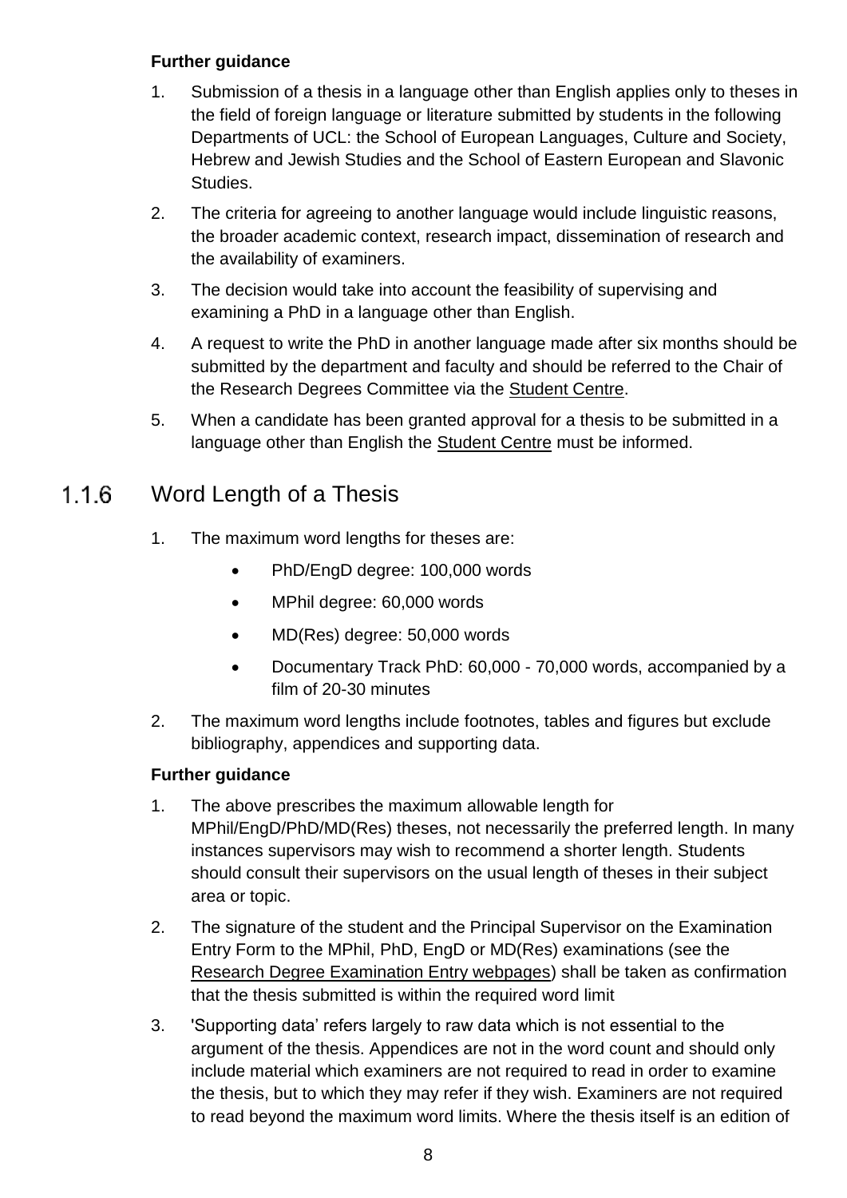**Further guidance**

1. Submission of a thesis in a language other than English applies only to theses in the field of foreign language or literature submitted by students in the following Departments of UCL: the School of European Languages, Culture and Society, Hebrew and Jewish Studies and the School of Eastern European and Slavonic Studies.
2. The criteria for agreeing to another language would include linguistic reasons, the broader academic context, research impact, dissemination of research and the availability of examiners.
3. The decision would take into account the feasibility of supervising and examining a PhD in a language other than English.
4. A request to write the PhD in another language made after six months should be submitted by the department and faculty and should be referred to the Chair of the Research Degrees Committee via the Student Centre.
5. When a candidate has been granted approval for a thesis to be submitted in a language other than English the Student Centre must be informed.

### 1.1.6 Word Length of a Thesis

1. The maximum word lengths for theses are:
   - PhD/EngD degree: 100,000 words
   - MPhil degree: 60,000 words
   - MD(Res) degree: 50,000 words
   - Documentary Track PhD: 60,000 - 70,000 words, accompanied by a film of 20-30 minutes
2. The maximum word lengths include footnotes, tables and figures but exclude bibliography, appendices and supporting data.

**Further guidance**

1. The above prescribes the maximum allowable length for MPhil/EngD/PhD/MD(Res) theses, not necessarily the preferred length. In many instances supervisors may wish to recommend a shorter length. Students should consult their supervisors on the usual length of theses in their subject area or topic.
2. The signature of the student and the Principal Supervisor on the Examination Entry Form to the MPhil, PhD, EngD or MD(Res) examinations (see the Research Degree Examination Entry webpages) shall be taken as confirmation that the thesis submitted is within the required word limit
3. 'Supporting data' refers largely to raw data which is not essential to the argument of the thesis. Appendices are not in the word count and should only include material which examiners are not required to read in order to examine the thesis, but to which they may refer if they wish. Examiners are not required to read beyond the maximum word limits. Where the thesis itself is an edition of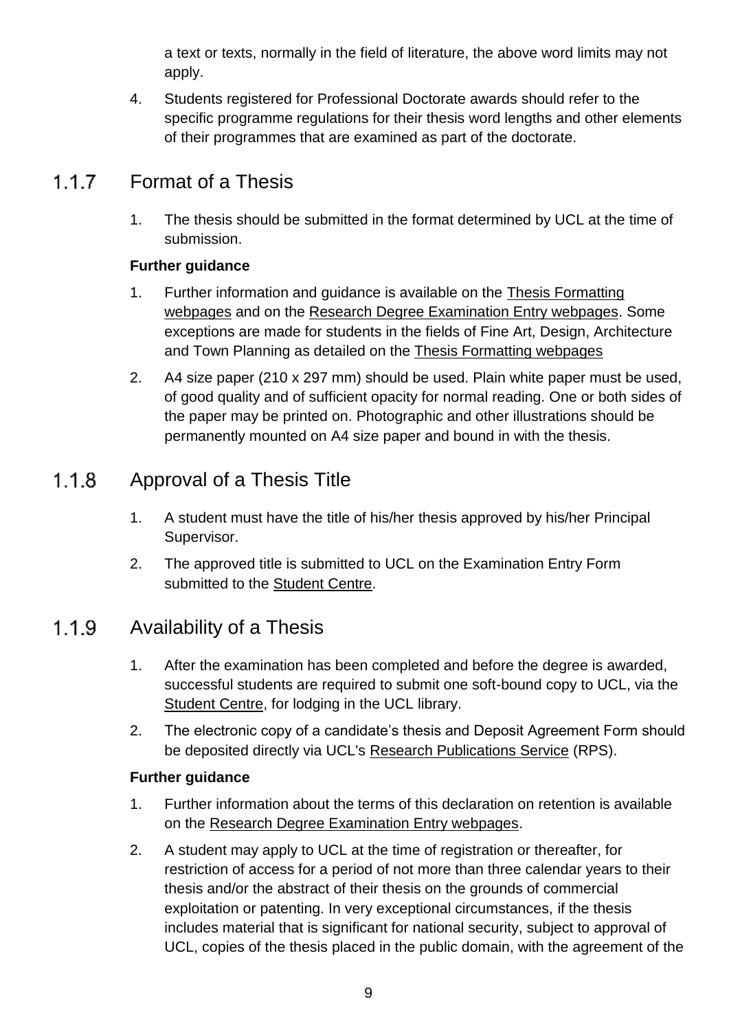a text or texts, normally in the field of literature, the above word limits may not apply.

4. Students registered for Professional Doctorate awards should refer to the specific programme regulations for their thesis word lengths and other elements of their programmes that are examined as part of the doctorate.

### 1.1.7 Format of a Thesis

1. The thesis should be submitted in the format determined by UCL at the time of submission.

**Further guidance**

1. Further information and guidance is available on the Thesis Formatting webpages and on the Research Degree Examination Entry webpages. Some exceptions are made for students in the fields of Fine Art, Design, Architecture and Town Planning as detailed on the Thesis Formatting webpages
2. A4 size paper (210 x 297 mm) should be used. Plain white paper must be used, of good quality and of sufficient opacity for normal reading. One or both sides of the paper may be printed on. Photographic and other illustrations should be permanently mounted on A4 size paper and bound in with the thesis.

### 1.1.8 Approval of a Thesis Title

1. A student must have the title of his/her thesis approved by his/her Principal Supervisor.
2. The approved title is submitted to UCL on the Examination Entry Form submitted to the Student Centre.

### 1.1.9 Availability of a Thesis

1. After the examination has been completed and before the degree is awarded, successful students are required to submit one soft-bound copy to UCL, via the Student Centre, for lodging in the UCL library.
2. The electronic copy of a candidate's thesis and Deposit Agreement Form should be deposited directly via UCL's Research Publications Service (RPS).

**Further guidance**

1. Further information about the terms of this declaration on retention is available on the Research Degree Examination Entry webpages.
2. A student may apply to UCL at the time of registration or thereafter, for restriction of access for a period of not more than three calendar years to their thesis and/or the abstract of their thesis on the grounds of commercial exploitation or patenting. In very exceptional circumstances, if the thesis includes material that is significant for national security, subject to approval of UCL, copies of the thesis placed in the public domain, with the agreement of the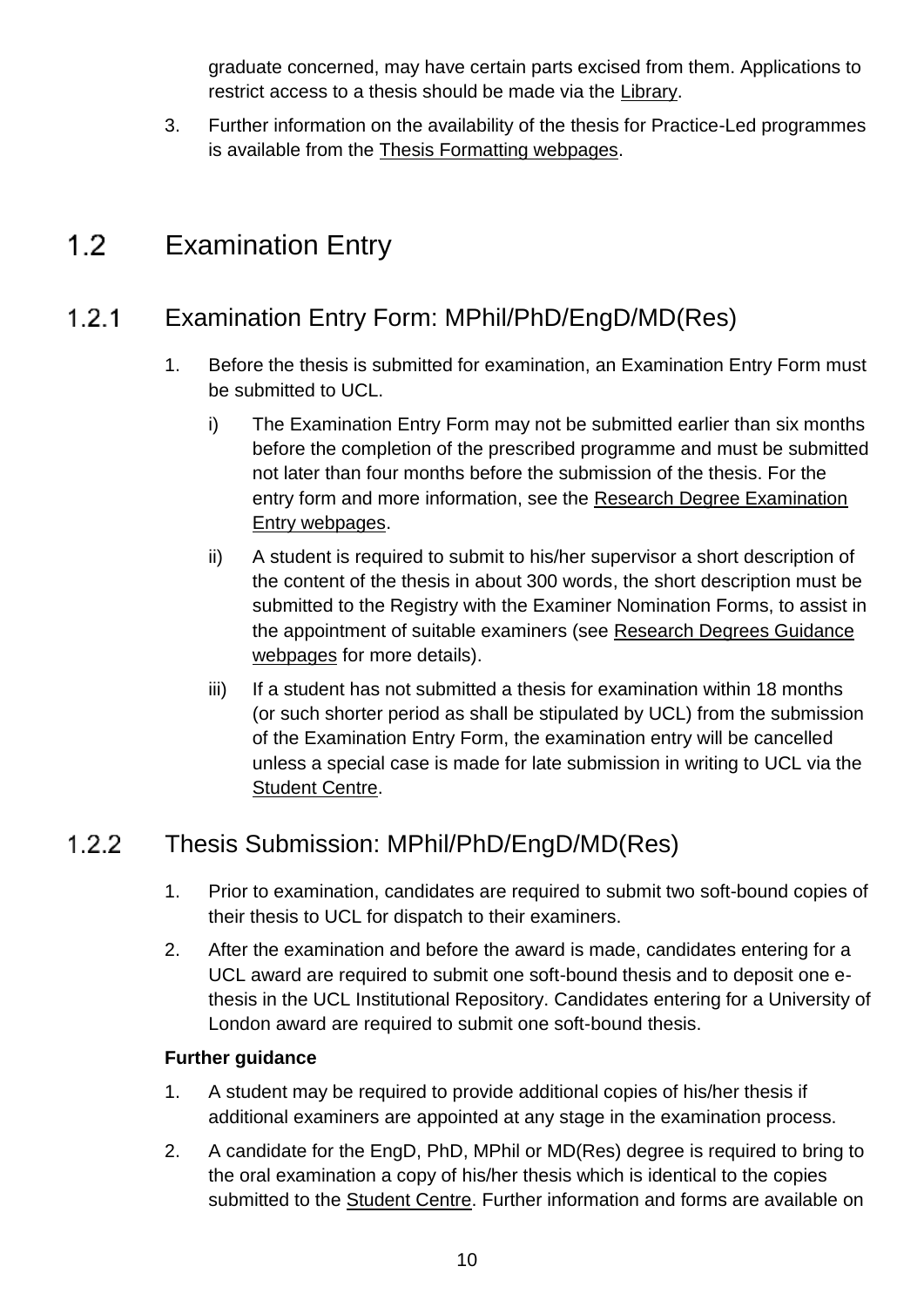graduate concerned, may have certain parts excised from them. Applications to restrict access to a thesis should be made via the Library.

3. Further information on the availability of the thesis for Practice-Led programmes is available from the Thesis Formatting webpages.

## 1.2 Examination Entry

### 1.2.1 Examination Entry Form: MPhil/PhD/EngD/MD(Res)

1. Before the thesis is submitted for examination, an Examination Entry Form must be submitted to UCL.
   - i) The Examination Entry Form may not be submitted earlier than six months before the completion of the prescribed programme and must be submitted not later than four months before the submission of the thesis. For the entry form and more information, see the Research Degree Examination Entry webpages.
   - ii) A student is required to submit to his/her supervisor a short description of the content of the thesis in about 300 words, the short description must be submitted to the Registry with the Examiner Nomination Forms, to assist in the appointment of suitable examiners (see Research Degrees Guidance webpages for more details).
   - iii) If a student has not submitted a thesis for examination within 18 months (or such shorter period as shall be stipulated by UCL) from the submission of the Examination Entry Form, the examination entry will be cancelled unless a special case is made for late submission in writing to UCL via the Student Centre.

### 1.2.2 Thesis Submission: MPhil/PhD/EngD/MD(Res)

1. Prior to examination, candidates are required to submit two soft-bound copies of their thesis to UCL for dispatch to their examiners.
2. After the examination and before the award is made, candidates entering for a UCL award are required to submit one soft-bound thesis and to deposit one e-thesis in the UCL Institutional Repository. Candidates entering for a University of London award are required to submit one soft-bound thesis.

**Further guidance**

1. A student may be required to provide additional copies of his/her thesis if additional examiners are appointed at any stage in the examination process.
2. A candidate for the EngD, PhD, MPhil or MD(Res) degree is required to bring to the oral examination a copy of his/her thesis which is identical to the copies submitted to the Student Centre. Further information and forms are available on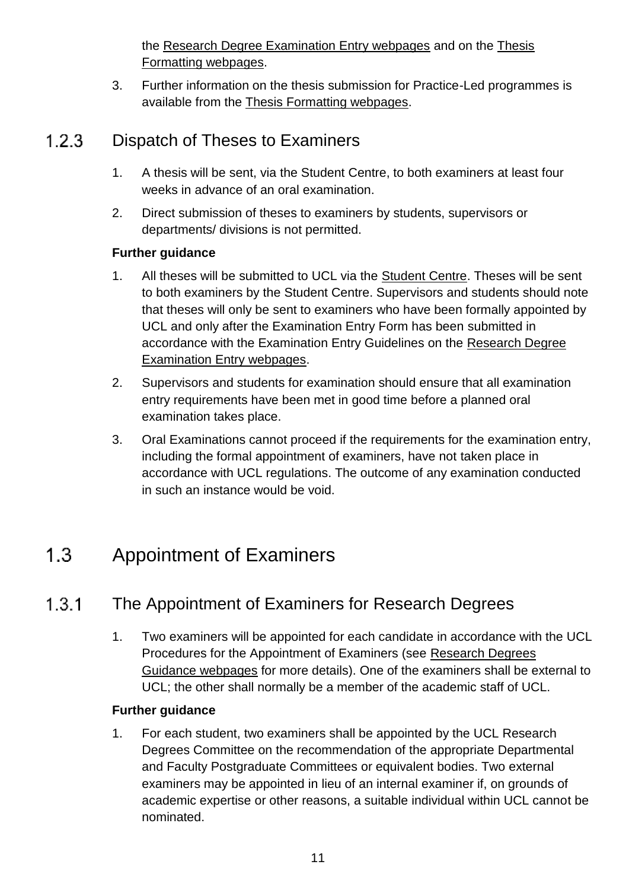the Research Degree Examination Entry webpages and on the Thesis Formatting webpages.

3. Further information on the thesis submission for Practice-Led programmes is available from the Thesis Formatting webpages.

### 1.2.3 Dispatch of Theses to Examiners

1. A thesis will be sent, via the Student Centre, to both examiners at least four weeks in advance of an oral examination.
2. Direct submission of theses to examiners by students, supervisors or departments/ divisions is not permitted.

**Further guidance**

1. All theses will be submitted to UCL via the Student Centre. Theses will be sent to both examiners by the Student Centre. Supervisors and students should note that theses will only be sent to examiners who have been formally appointed by UCL and only after the Examination Entry Form has been submitted in accordance with the Examination Entry Guidelines on the Research Degree Examination Entry webpages.
2. Supervisors and students for examination should ensure that all examination entry requirements have been met in good time before a planned oral examination takes place.
3. Oral Examinations cannot proceed if the requirements for the examination entry, including the formal appointment of examiners, have not taken place in accordance with UCL regulations. The outcome of any examination conducted in such an instance would be void.

## 1.3 Appointment of Examiners

### 1.3.1 The Appointment of Examiners for Research Degrees

1. Two examiners will be appointed for each candidate in accordance with the UCL Procedures for the Appointment of Examiners (see Research Degrees Guidance webpages for more details). One of the examiners shall be external to UCL; the other shall normally be a member of the academic staff of UCL.

**Further guidance**

1. For each student, two examiners shall be appointed by the UCL Research Degrees Committee on the recommendation of the appropriate Departmental and Faculty Postgraduate Committees or equivalent bodies. Two external examiners may be appointed in lieu of an internal examiner if, on grounds of academic expertise or other reasons, a suitable individual within UCL cannot be nominated.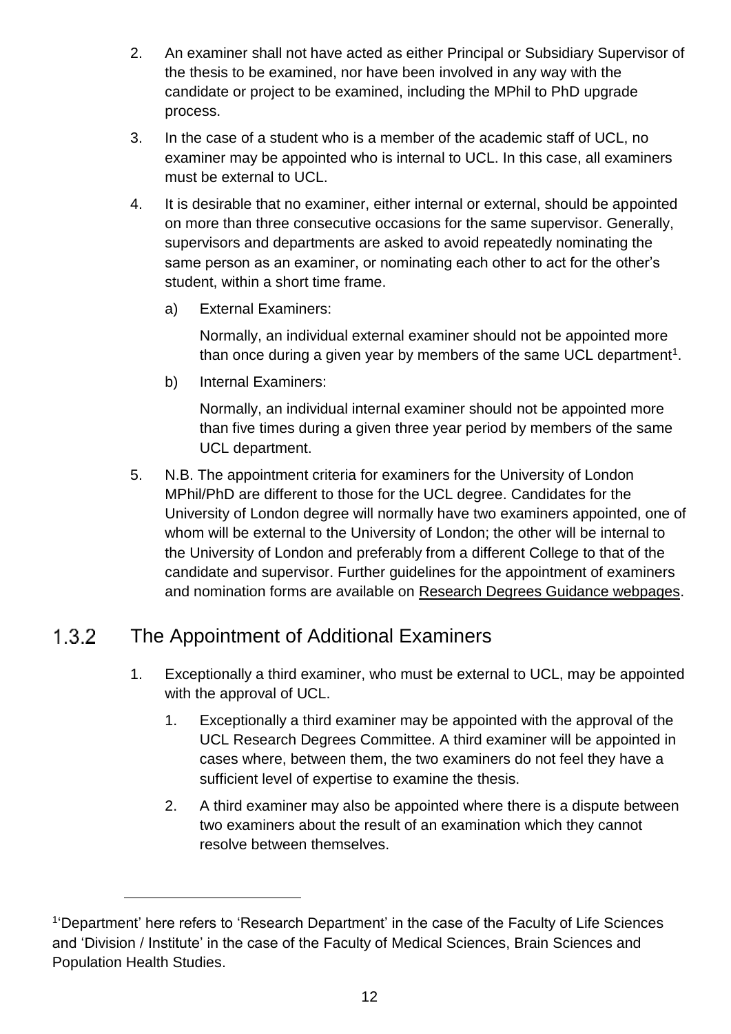2. An examiner shall not have acted as either Principal or Subsidiary Supervisor of the thesis to be examined, nor have been involved in any way with the candidate or project to be examined, including the MPhil to PhD upgrade process.

3. In the case of a student who is a member of the academic staff of UCL, no examiner may be appointed who is internal to UCL. In this case, all examiners must be external to UCL.

4. It is desirable that no examiner, either internal or external, should be appointed on more than three consecutive occasions for the same supervisor. Generally, supervisors and departments are asked to avoid repeatedly nominating the same person as an examiner, or nominating each other to act for the other's student, within a short time frame.

   a) External Examiners:

      Normally, an individual external examiner should not be appointed more than once during a given year by members of the same UCL department[1].

   b) Internal Examiners:

      Normally, an individual internal examiner should not be appointed more than five times during a given three year period by members of the same UCL department.

5. N.B. The appointment criteria for examiners for the University of London MPhil/PhD are different to those for the UCL degree. Candidates for the University of London degree will normally have two examiners appointed, one of whom will be external to the University of London; the other will be internal to the University of London and preferably from a different College to that of the candidate and supervisor. Further guidelines for the appointment of examiners and nomination forms are available on Research Degrees Guidance webpages.

### 1.3.2 The Appointment of Additional Examiners

1. Exceptionally a third examiner, who must be external to UCL, may be appointed with the approval of UCL.

   1. Exceptionally a third examiner may be appointed with the approval of the UCL Research Degrees Committee. A third examiner will be appointed in cases where, between them, the two examiners do not feel they have a sufficient level of expertise to examine the thesis.

   2. A third examiner may also be appointed where there is a dispute between two examiners about the result of an examination which they cannot resolve between themselves.

---

[1] 'Department' here refers to 'Research Department' in the case of the Faculty of Life Sciences and 'Division / Institute' in the case of the Faculty of Medical Sciences, Brain Sciences and Population Health Studies.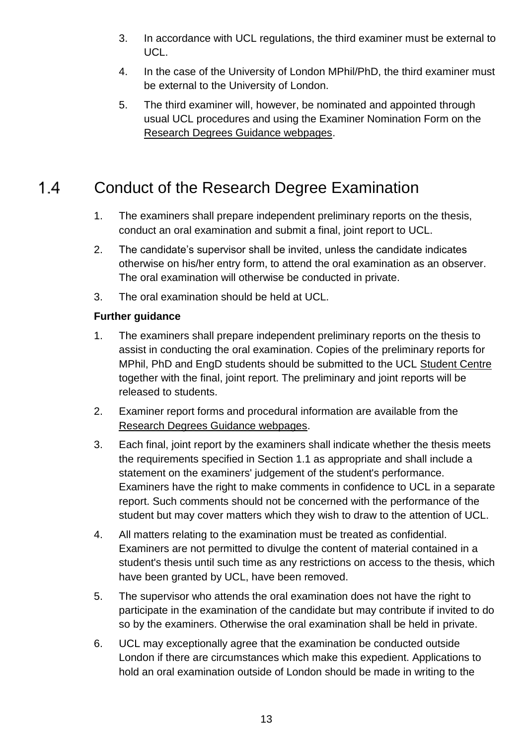3. In accordance with UCL regulations, the third examiner must be external to UCL.
4. In the case of the University of London MPhil/PhD, the third examiner must be external to the University of London.
5. The third examiner will, however, be nominated and appointed through usual UCL procedures and using the Examiner Nomination Form on the Research Degrees Guidance webpages.

## 1.4 Conduct of the Research Degree Examination

1. The examiners shall prepare independent preliminary reports on the thesis, conduct an oral examination and submit a final, joint report to UCL.
2. The candidate's supervisor shall be invited, unless the candidate indicates otherwise on his/her entry form, to attend the oral examination as an observer. The oral examination will otherwise be conducted in private.
3. The oral examination should be held at UCL.

**Further guidance**

1. The examiners shall prepare independent preliminary reports on the thesis to assist in conducting the oral examination. Copies of the preliminary reports for MPhil, PhD and EngD students should be submitted to the UCL Student Centre together with the final, joint report. The preliminary and joint reports will be released to students.
2. Examiner report forms and procedural information are available from the Research Degrees Guidance webpages.
3. Each final, joint report by the examiners shall indicate whether the thesis meets the requirements specified in Section 1.1 as appropriate and shall include a statement on the examiners' judgement of the student's performance. Examiners have the right to make comments in confidence to UCL in a separate report. Such comments should not be concerned with the performance of the student but may cover matters which they wish to draw to the attention of UCL.
4. All matters relating to the examination must be treated as confidential. Examiners are not permitted to divulge the content of material contained in a student's thesis until such time as any restrictions on access to the thesis, which have been granted by UCL, have been removed.
5. The supervisor who attends the oral examination does not have the right to participate in the examination of the candidate but may contribute if invited to do so by the examiners. Otherwise the oral examination shall be held in private.
6. UCL may exceptionally agree that the examination be conducted outside London if there are circumstances which make this expedient. Applications to hold an oral examination outside of London should be made in writing to the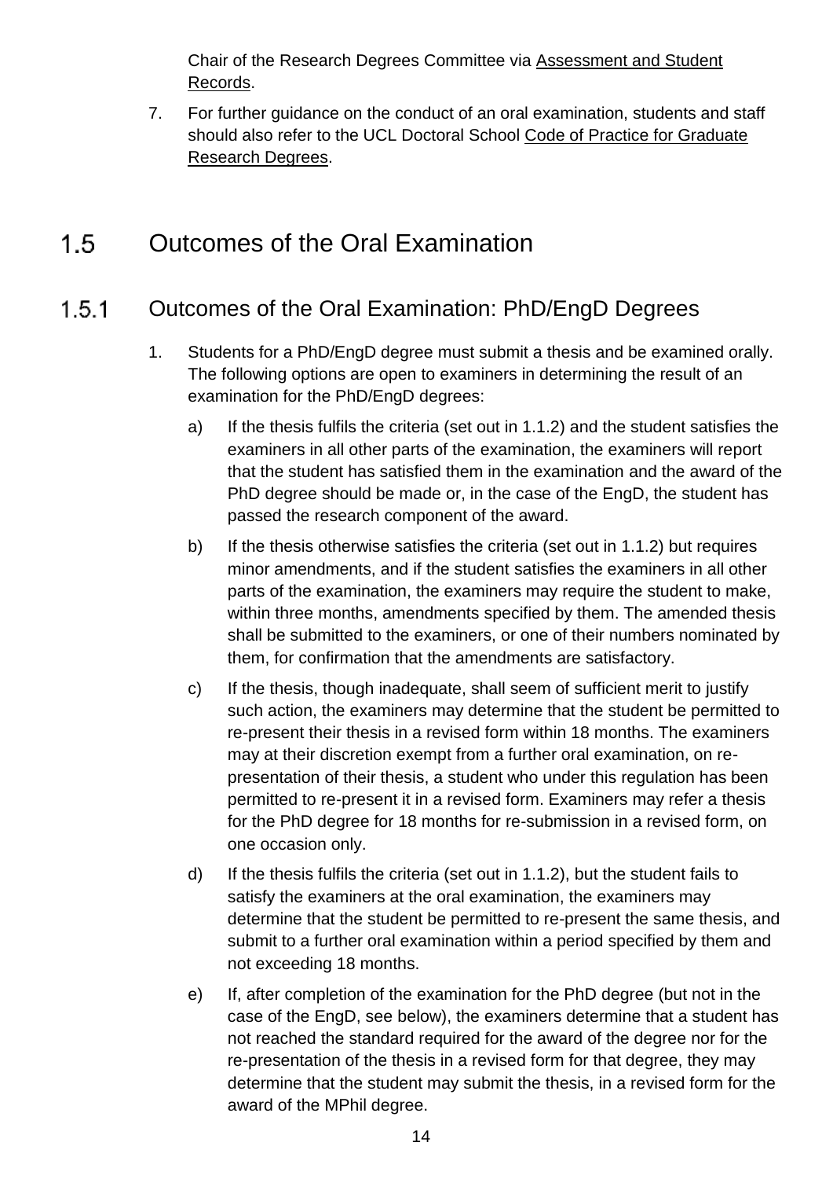Chair of the Research Degrees Committee via Assessment and Student Records.

7. For further guidance on the conduct of an oral examination, students and staff should also refer to the UCL Doctoral School Code of Practice for Graduate Research Degrees.

## 1.5 Outcomes of the Oral Examination

### 1.5.1 Outcomes of the Oral Examination: PhD/EngD Degrees

1. Students for a PhD/EngD degree must submit a thesis and be examined orally. The following options are open to examiners in determining the result of an examination for the PhD/EngD degrees:

    a) If the thesis fulfils the criteria (set out in 1.1.2) and the student satisfies the examiners in all other parts of the examination, the examiners will report that the student has satisfied them in the examination and the award of the PhD degree should be made or, in the case of the EngD, the student has passed the research component of the award.

    b) If the thesis otherwise satisfies the criteria (set out in 1.1.2) but requires minor amendments, and if the student satisfies the examiners in all other parts of the examination, the examiners may require the student to make, within three months, amendments specified by them. The amended thesis shall be submitted to the examiners, or one of their numbers nominated by them, for confirmation that the amendments are satisfactory.

    c) If the thesis, though inadequate, shall seem of sufficient merit to justify such action, the examiners may determine that the student be permitted to re-present their thesis in a revised form within 18 months. The examiners may at their discretion exempt from a further oral examination, on re-presentation of their thesis, a student who under this regulation has been permitted to re-present it in a revised form. Examiners may refer a thesis for the PhD degree for 18 months for re-submission in a revised form, on one occasion only.

    d) If the thesis fulfils the criteria (set out in 1.1.2), but the student fails to satisfy the examiners at the oral examination, the examiners may determine that the student be permitted to re-present the same thesis, and submit to a further oral examination within a period specified by them and not exceeding 18 months.

    e) If, after completion of the examination for the PhD degree (but not in the case of the EngD, see below), the examiners determine that a student has not reached the standard required for the award of the degree nor for the re-presentation of the thesis in a revised form for that degree, they may determine that the student may submit the thesis, in a revised form for the award of the MPhil degree.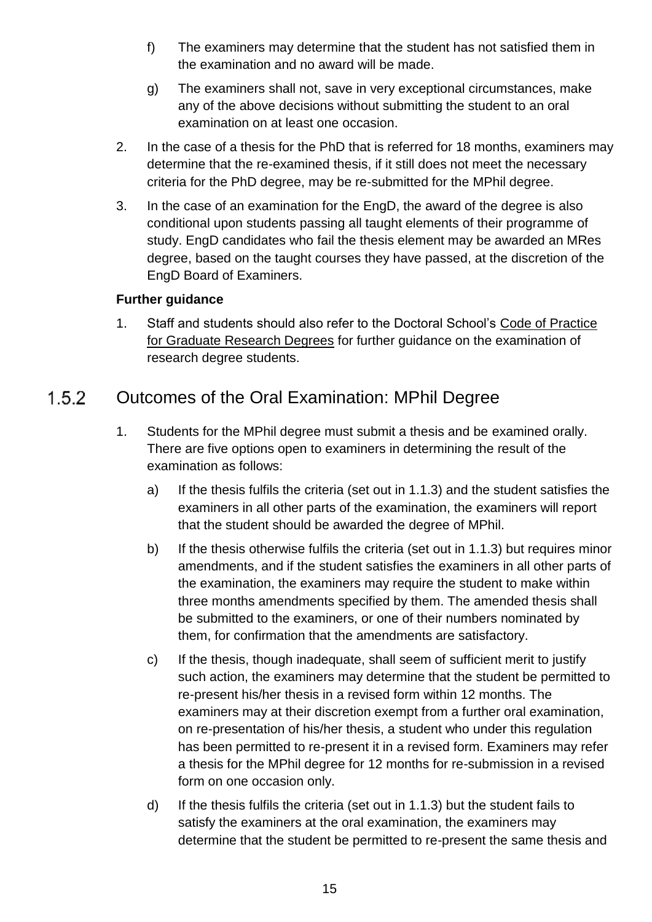f) The examiners may determine that the student has not satisfied them in the examination and no award will be made.

g) The examiners shall not, save in very exceptional circumstances, make any of the above decisions without submitting the student to an oral examination on at least one occasion.

2. In the case of a thesis for the PhD that is referred for 18 months, examiners may determine that the re-examined thesis, if it still does not meet the necessary criteria for the PhD degree, may be re-submitted for the MPhil degree.

3. In the case of an examination for the EngD, the award of the degree is also conditional upon students passing all taught elements of their programme of study. EngD candidates who fail the thesis element may be awarded an MRes degree, based on the taught courses they have passed, at the discretion of the EngD Board of Examiners.

**Further guidance**

1. Staff and students should also refer to the Doctoral School's Code of Practice for Graduate Research Degrees for further guidance on the examination of research degree students.

### 1.5.2 Outcomes of the Oral Examination: MPhil Degree

1. Students for the MPhil degree must submit a thesis and be examined orally. There are five options open to examiners in determining the result of the examination as follows:

   a) If the thesis fulfils the criteria (set out in 1.1.3) and the student satisfies the examiners in all other parts of the examination, the examiners will report that the student should be awarded the degree of MPhil.

   b) If the thesis otherwise fulfils the criteria (set out in 1.1.3) but requires minor amendments, and if the student satisfies the examiners in all other parts of the examination, the examiners may require the student to make within three months amendments specified by them. The amended thesis shall be submitted to the examiners, or one of their numbers nominated by them, for confirmation that the amendments are satisfactory.

   c) If the thesis, though inadequate, shall seem of sufficient merit to justify such action, the examiners may determine that the student be permitted to re-present his/her thesis in a revised form within 12 months. The examiners may at their discretion exempt from a further oral examination, on re-presentation of his/her thesis, a student who under this regulation has been permitted to re-present it in a revised form. Examiners may refer a thesis for the MPhil degree for 12 months for re-submission in a revised form on one occasion only.

   d) If the thesis fulfils the criteria (set out in 1.1.3) but the student fails to satisfy the examiners at the oral examination, the examiners may determine that the student be permitted to re-present the same thesis and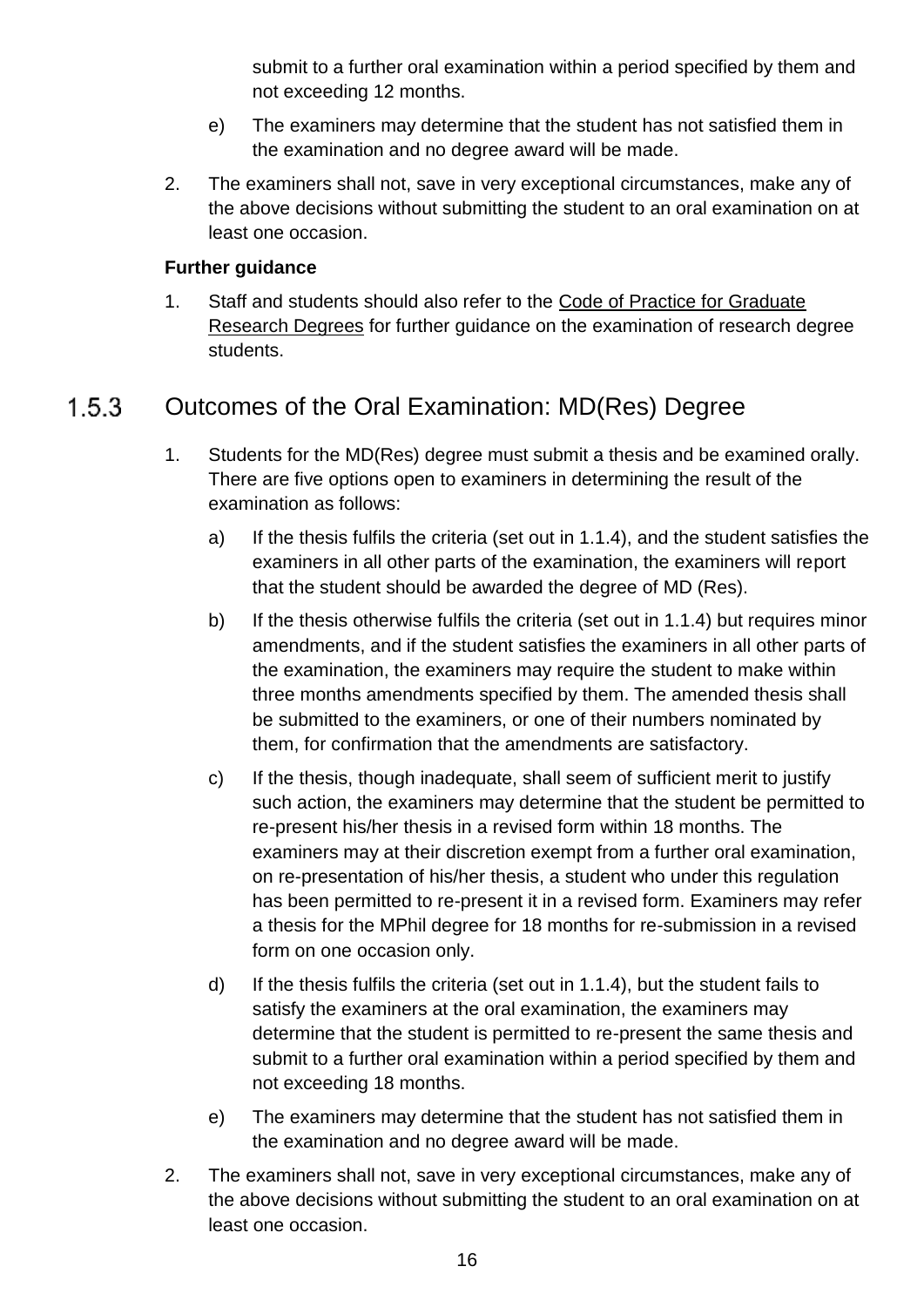submit to a further oral examination within a period specified by them and not exceeding 12 months.

e) The examiners may determine that the student has not satisfied them in the examination and no degree award will be made.

2. The examiners shall not, save in very exceptional circumstances, make any of the above decisions without submitting the student to an oral examination on at least one occasion.

**Further guidance**

1. Staff and students should also refer to the Code of Practice for Graduate Research Degrees for further guidance on the examination of research degree students.

## 1.5.3 Outcomes of the Oral Examination: MD(Res) Degree

1. Students for the MD(Res) degree must submit a thesis and be examined orally. There are five options open to examiners in determining the result of the examination as follows:

   a) If the thesis fulfils the criteria (set out in 1.1.4), and the student satisfies the examiners in all other parts of the examination, the examiners will report that the student should be awarded the degree of MD (Res).

   b) If the thesis otherwise fulfils the criteria (set out in 1.1.4) but requires minor amendments, and if the student satisfies the examiners in all other parts of the examination, the examiners may require the student to make within three months amendments specified by them. The amended thesis shall be submitted to the examiners, or one of their numbers nominated by them, for confirmation that the amendments are satisfactory.

   c) If the thesis, though inadequate, shall seem of sufficient merit to justify such action, the examiners may determine that the student be permitted to re-present his/her thesis in a revised form within 18 months. The examiners may at their discretion exempt from a further oral examination, on re-presentation of his/her thesis, a student who under this regulation has been permitted to re-present it in a revised form. Examiners may refer a thesis for the MPhil degree for 18 months for re-submission in a revised form on one occasion only.

   d) If the thesis fulfils the criteria (set out in 1.1.4), but the student fails to satisfy the examiners at the oral examination, the examiners may determine that the student is permitted to re-present the same thesis and submit to a further oral examination within a period specified by them and not exceeding 18 months.

   e) The examiners may determine that the student has not satisfied them in the examination and no degree award will be made.

2. The examiners shall not, save in very exceptional circumstances, make any of the above decisions without submitting the student to an oral examination on at least one occasion.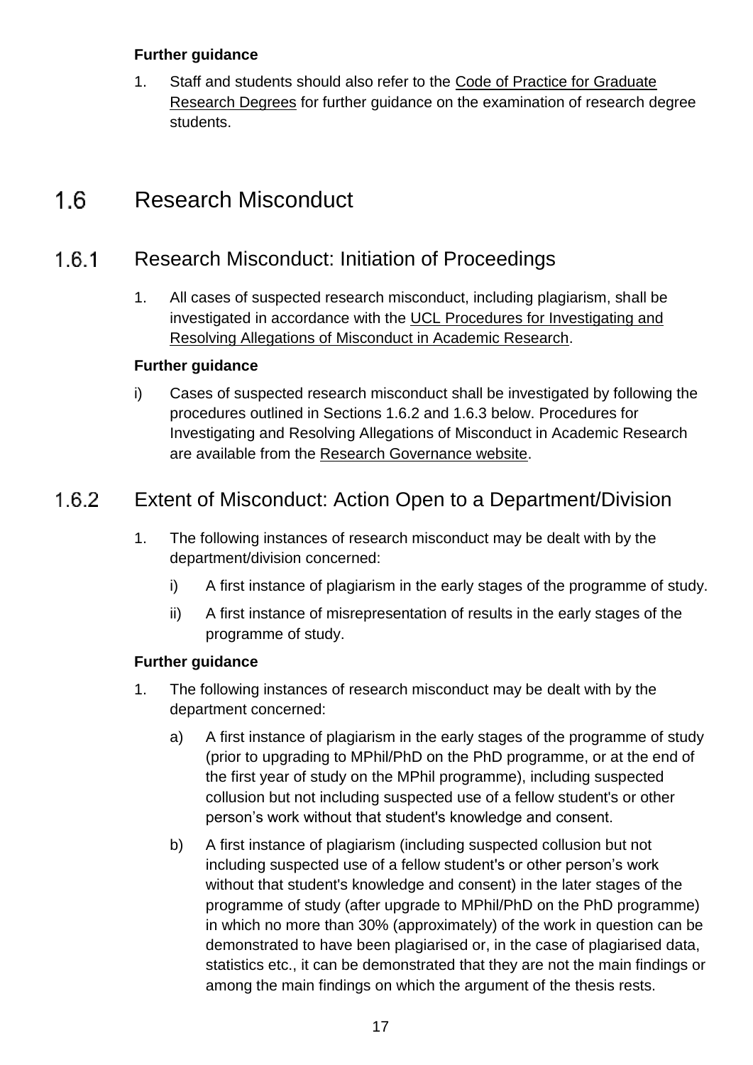**Further guidance**

1. Staff and students should also refer to the Code of Practice for Graduate Research Degrees for further guidance on the examination of research degree students.

## 1.6 Research Misconduct

### 1.6.1 Research Misconduct: Initiation of Proceedings

1. All cases of suspected research misconduct, including plagiarism, shall be investigated in accordance with the UCL Procedures for Investigating and Resolving Allegations of Misconduct in Academic Research.

**Further guidance**

i) Cases of suspected research misconduct shall be investigated by following the procedures outlined in Sections 1.6.2 and 1.6.3 below. Procedures for Investigating and Resolving Allegations of Misconduct in Academic Research are available from the Research Governance website.

### 1.6.2 Extent of Misconduct: Action Open to a Department/Division

1. The following instances of research misconduct may be dealt with by the department/division concerned:

   i) A first instance of plagiarism in the early stages of the programme of study.

   ii) A first instance of misrepresentation of results in the early stages of the programme of study.

**Further guidance**

1. The following instances of research misconduct may be dealt with by the department concerned:

   a) A first instance of plagiarism in the early stages of the programme of study (prior to upgrading to MPhil/PhD on the PhD programme, or at the end of the first year of study on the MPhil programme), including suspected collusion but not including suspected use of a fellow student's or other person's work without that student's knowledge and consent.

   b) A first instance of plagiarism (including suspected collusion but not including suspected use of a fellow student's or other person's work without that student's knowledge and consent) in the later stages of the programme of study (after upgrade to MPhil/PhD on the PhD programme) in which no more than 30% (approximately) of the work in question can be demonstrated to have been plagiarised or, in the case of plagiarised data, statistics etc., it can be demonstrated that they are not the main findings or among the main findings on which the argument of the thesis rests.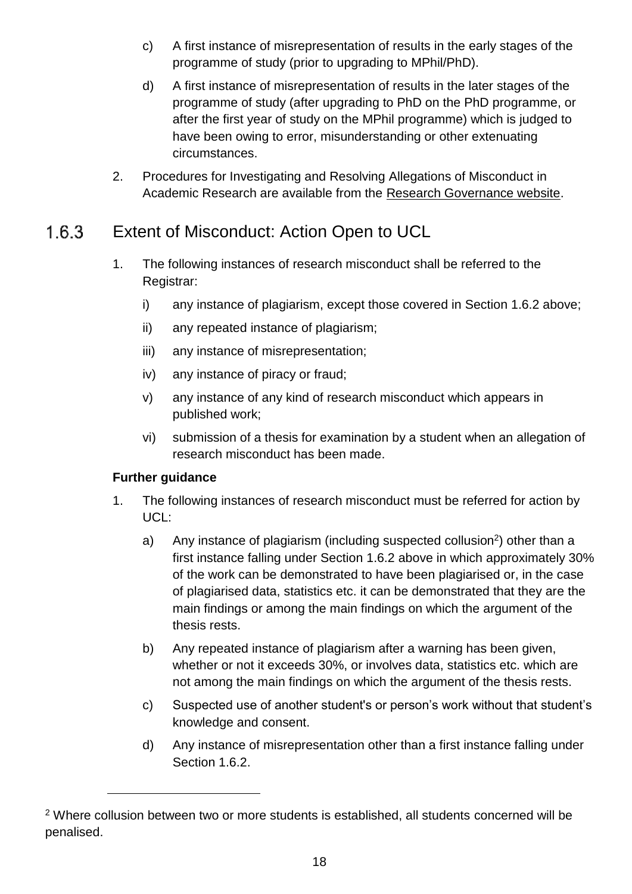c) A first instance of misrepresentation of results in the early stages of the programme of study (prior to upgrading to MPhil/PhD).

d) A first instance of misrepresentation of results in the later stages of the programme of study (after upgrading to PhD on the PhD programme, or after the first year of study on the MPhil programme) which is judged to have been owing to error, misunderstanding or other extenuating circumstances.

2. Procedures for Investigating and Resolving Allegations of Misconduct in Academic Research are available from the Research Governance website.

### 1.6.3 Extent of Misconduct: Action Open to UCL

1. The following instances of research misconduct shall be referred to the Registrar:

   i) any instance of plagiarism, except those covered in Section 1.6.2 above;

   ii) any repeated instance of plagiarism;

   iii) any instance of misrepresentation;

   iv) any instance of piracy or fraud;

   v) any instance of any kind of research misconduct which appears in published work;

   vi) submission of a thesis for examination by a student when an allegation of research misconduct has been made.

**Further guidance**

1. The following instances of research misconduct must be referred for action by UCL:

   a) Any instance of plagiarism (including suspected collusion[2]) other than a first instance falling under Section 1.6.2 above in which approximately 30% of the work can be demonstrated to have been plagiarised or, in the case of plagiarised data, statistics etc. it can be demonstrated that they are the main findings or among the main findings on which the argument of the thesis rests.

   b) Any repeated instance of plagiarism after a warning has been given, whether or not it exceeds 30%, or involves data, statistics etc. which are not among the main findings on which the argument of the thesis rests.

   c) Suspected use of another student's or person's work without that student's knowledge and consent.

   d) Any instance of misrepresentation other than a first instance falling under Section 1.6.2.

[2] Where collusion between two or more students is established, all students concerned will be penalised.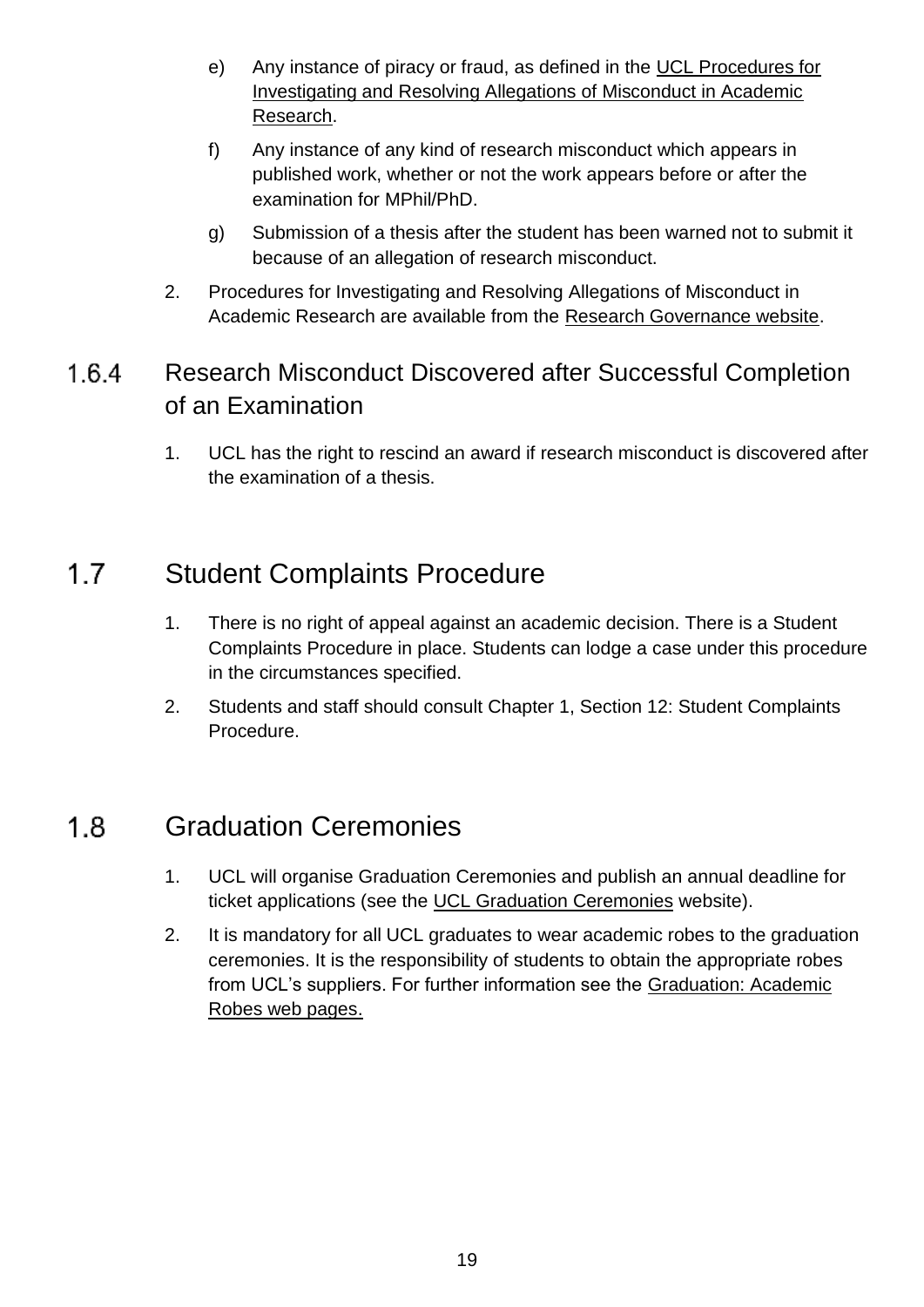e) Any instance of piracy or fraud, as defined in the UCL Procedures for Investigating and Resolving Allegations of Misconduct in Academic Research.

f) Any instance of any kind of research misconduct which appears in published work, whether or not the work appears before or after the examination for MPhil/PhD.

g) Submission of a thesis after the student has been warned not to submit it because of an allegation of research misconduct.

2. Procedures for Investigating and Resolving Allegations of Misconduct in Academic Research are available from the Research Governance website.

### 1.6.4 Research Misconduct Discovered after Successful Completion of an Examination

1. UCL has the right to rescind an award if research misconduct is discovered after the examination of a thesis.

## 1.7 Student Complaints Procedure

1. There is no right of appeal against an academic decision. There is a Student Complaints Procedure in place. Students can lodge a case under this procedure in the circumstances specified.
2. Students and staff should consult Chapter 1, Section 12: Student Complaints Procedure.

## 1.8 Graduation Ceremonies

1. UCL will organise Graduation Ceremonies and publish an annual deadline for ticket applications (see the UCL Graduation Ceremonies website).
2. It is mandatory for all UCL graduates to wear academic robes to the graduation ceremonies. It is the responsibility of students to obtain the appropriate robes from UCL's suppliers. For further information see the Graduation: Academic Robes web pages.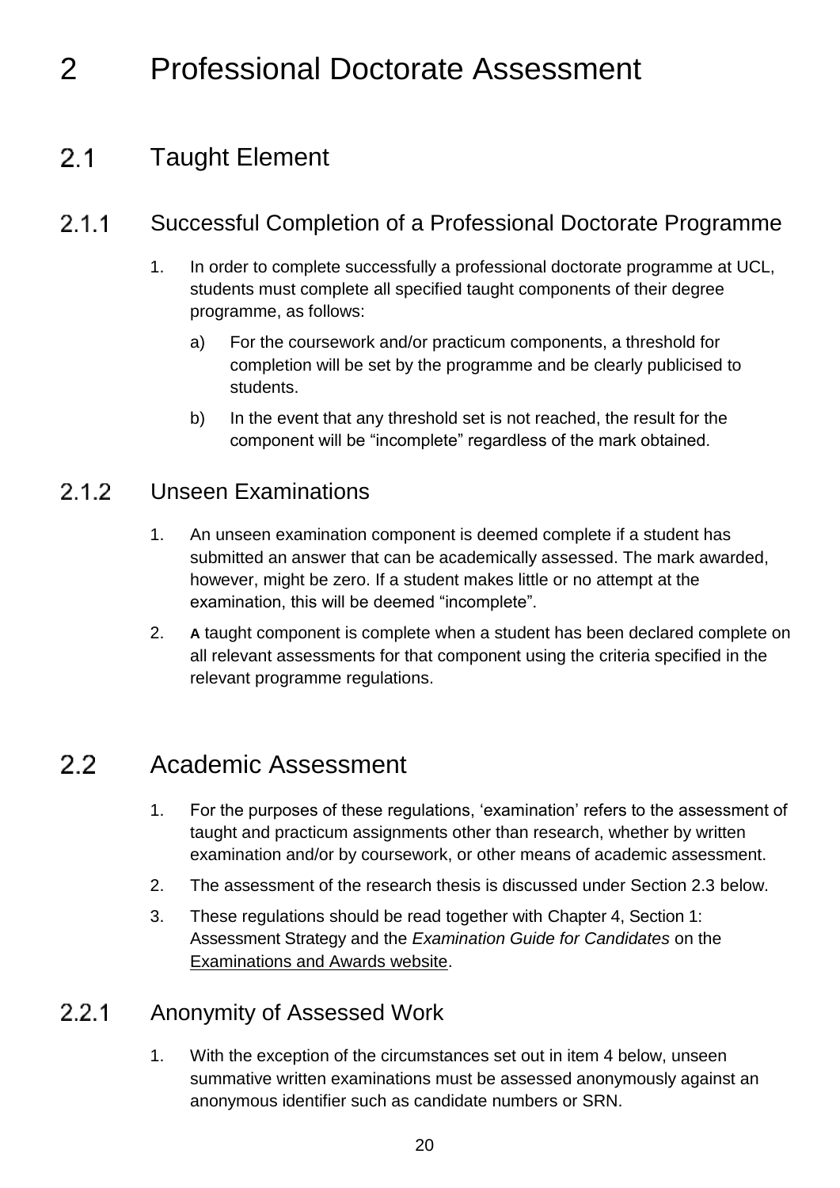# 2 Professional Doctorate Assessment

## 2.1 Taught Element

### 2.1.1 Successful Completion of a Professional Doctorate Programme

1. In order to complete successfully a professional doctorate programme at UCL, students must complete all specified taught components of their degree programme, as follows:
   a) For the coursework and/or practicum components, a threshold for completion will be set by the programme and be clearly publicised to students.
   b) In the event that any threshold set is not reached, the result for the component will be "incomplete" regardless of the mark obtained.

### 2.1.2 Unseen Examinations

1. An unseen examination component is deemed complete if a student has submitted an answer that can be academically assessed. The mark awarded, however, might be zero. If a student makes little or no attempt at the examination, this will be deemed "incomplete".
2. **A** taught component is complete when a student has been declared complete on all relevant assessments for that component using the criteria specified in the relevant programme regulations.

## 2.2 Academic Assessment

1. For the purposes of these regulations, 'examination' refers to the assessment of taught and practicum assignments other than research, whether by written examination and/or by coursework, or other means of academic assessment.
2. The assessment of the research thesis is discussed under Section 2.3 below.
3. These regulations should be read together with Chapter 4, Section 1: Assessment Strategy and the *Examination Guide for Candidates* on the Examinations and Awards website.

### 2.2.1 Anonymity of Assessed Work

1. With the exception of the circumstances set out in item 4 below, unseen summative written examinations must be assessed anonymously against an anonymous identifier such as candidate numbers or SRN.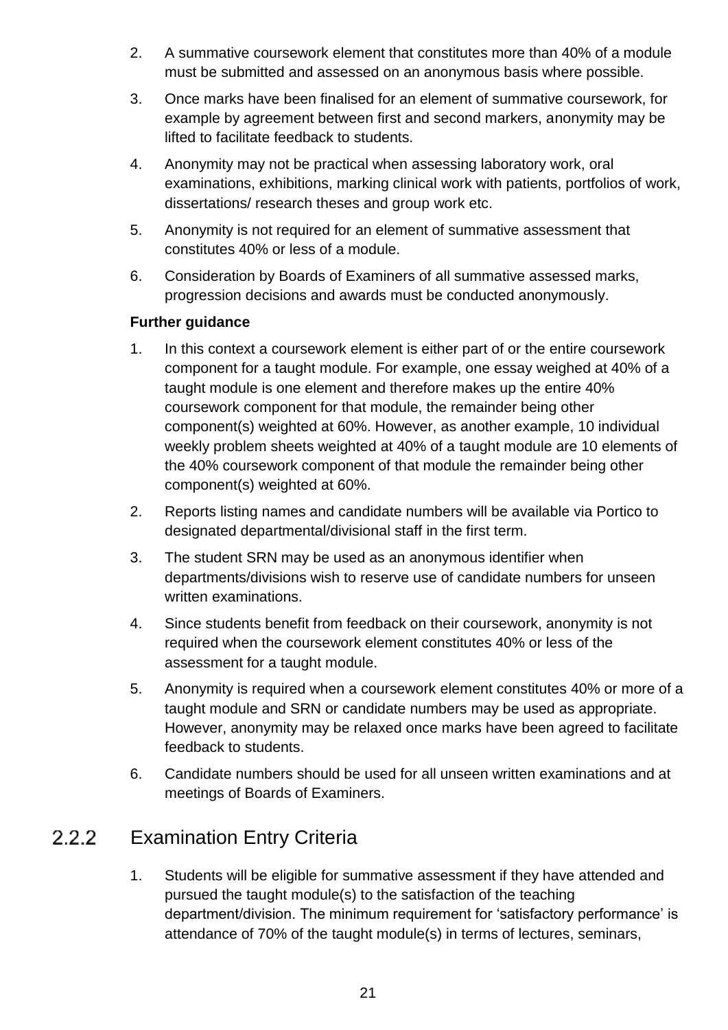2. A summative coursework element that constitutes more than 40% of a module must be submitted and assessed on an anonymous basis where possible.
3. Once marks have been finalised for an element of summative coursework, for example by agreement between first and second markers, anonymity may be lifted to facilitate feedback to students.
4. Anonymity may not be practical when assessing laboratory work, oral examinations, exhibitions, marking clinical work with patients, portfolios of work, dissertations/ research theses and group work etc.
5. Anonymity is not required for an element of summative assessment that constitutes 40% or less of a module.
6. Consideration by Boards of Examiners of all summative assessed marks, progression decisions and awards must be conducted anonymously.

**Further guidance**

1. In this context a coursework element is either part of or the entire coursework component for a taught module. For example, one essay weighed at 40% of a taught module is one element and therefore makes up the entire 40% coursework component for that module, the remainder being other component(s) weighted at 60%. However, as another example, 10 individual weekly problem sheets weighted at 40% of a taught module are 10 elements of the 40% coursework component of that module the remainder being other component(s) weighted at 60%.
2. Reports listing names and candidate numbers will be available via Portico to designated departmental/divisional staff in the first term.
3. The student SRN may be used as an anonymous identifier when departments/divisions wish to reserve use of candidate numbers for unseen written examinations.
4. Since students benefit from feedback on their coursework, anonymity is not required when the coursework element constitutes 40% or less of the assessment for a taught module.
5. Anonymity is required when a coursework element constitutes 40% or more of a taught module and SRN or candidate numbers may be used as appropriate. However, anonymity may be relaxed once marks have been agreed to facilitate feedback to students.
6. Candidate numbers should be used for all unseen written examinations and at meetings of Boards of Examiners.

### 2.2.2 Examination Entry Criteria

1. Students will be eligible for summative assessment if they have attended and pursued the taught module(s) to the satisfaction of the teaching department/division. The minimum requirement for 'satisfactory performance' is attendance of 70% of the taught module(s) in terms of lectures, seminars,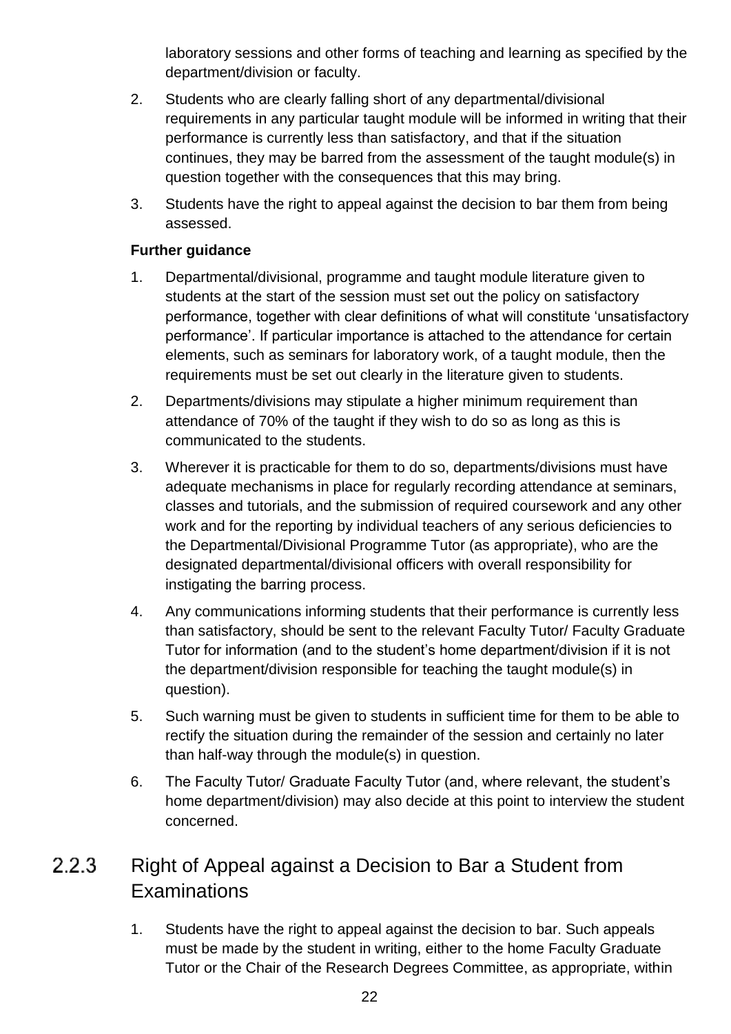laboratory sessions and other forms of teaching and learning as specified by the department/division or faculty.

2. Students who are clearly falling short of any departmental/divisional requirements in any particular taught module will be informed in writing that their performance is currently less than satisfactory, and that if the situation continues, they may be barred from the assessment of the taught module(s) in question together with the consequences that this may bring.

3. Students have the right to appeal against the decision to bar them from being assessed.

**Further guidance**

1. Departmental/divisional, programme and taught module literature given to students at the start of the session must set out the policy on satisfactory performance, together with clear definitions of what will constitute 'unsatisfactory performance'. If particular importance is attached to the attendance for certain elements, such as seminars for laboratory work, of a taught module, then the requirements must be set out clearly in the literature given to students.

2. Departments/divisions may stipulate a higher minimum requirement than attendance of 70% of the taught if they wish to do so as long as this is communicated to the students.

3. Wherever it is practicable for them to do so, departments/divisions must have adequate mechanisms in place for regularly recording attendance at seminars, classes and tutorials, and the submission of required coursework and any other work and for the reporting by individual teachers of any serious deficiencies to the Departmental/Divisional Programme Tutor (as appropriate), who are the designated departmental/divisional officers with overall responsibility for instigating the barring process.

4. Any communications informing students that their performance is currently less than satisfactory, should be sent to the relevant Faculty Tutor/ Faculty Graduate Tutor for information (and to the student's home department/division if it is not the department/division responsible for teaching the taught module(s) in question).

5. Such warning must be given to students in sufficient time for them to be able to rectify the situation during the remainder of the session and certainly no later than half-way through the module(s) in question.

6. The Faculty Tutor/ Graduate Faculty Tutor (and, where relevant, the student's home department/division) may also decide at this point to interview the student concerned.

### 2.2.3 Right of Appeal against a Decision to Bar a Student from Examinations

1. Students have the right to appeal against the decision to bar. Such appeals must be made by the student in writing, either to the home Faculty Graduate Tutor or the Chair of the Research Degrees Committee, as appropriate, within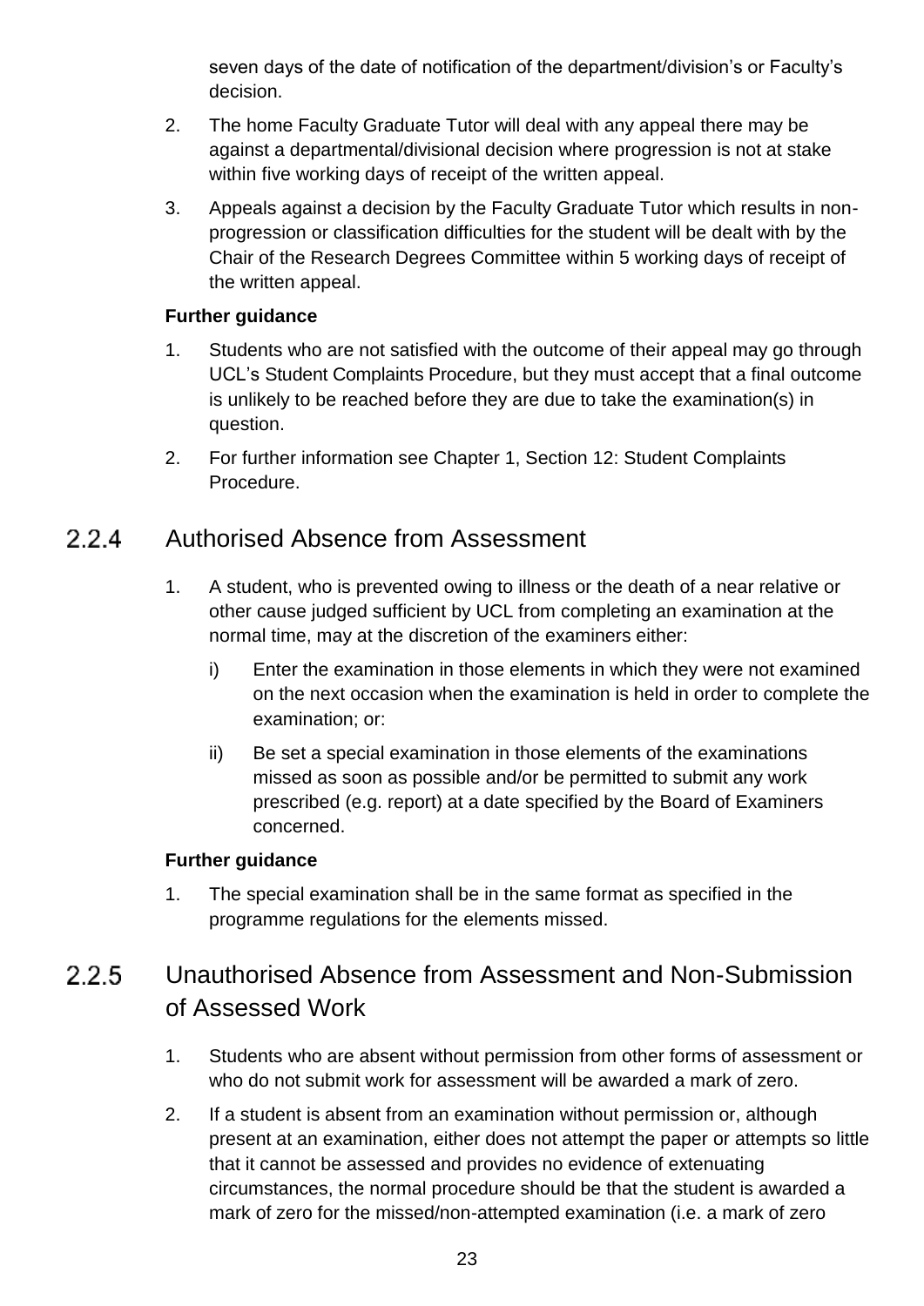seven days of the date of notification of the department/division's or Faculty's decision.

2. The home Faculty Graduate Tutor will deal with any appeal there may be against a departmental/divisional decision where progression is not at stake within five working days of receipt of the written appeal.
3. Appeals against a decision by the Faculty Graduate Tutor which results in non-progression or classification difficulties for the student will be dealt with by the Chair of the Research Degrees Committee within 5 working days of receipt of the written appeal.

**Further guidance**

1. Students who are not satisfied with the outcome of their appeal may go through UCL's Student Complaints Procedure, but they must accept that a final outcome is unlikely to be reached before they are due to take the examination(s) in question.
2. For further information see Chapter 1, Section 12: Student Complaints Procedure.

### 2.2.4 Authorised Absence from Assessment

1. A student, who is prevented owing to illness or the death of a near relative or other cause judged sufficient by UCL from completing an examination at the normal time, may at the discretion of the examiners either:
   i) Enter the examination in those elements in which they were not examined on the next occasion when the examination is held in order to complete the examination; or:
   ii) Be set a special examination in those elements of the examinations missed as soon as possible and/or be permitted to submit any work prescribed (e.g. report) at a date specified by the Board of Examiners concerned.

**Further guidance**

1. The special examination shall be in the same format as specified in the programme regulations for the elements missed.

### 2.2.5 Unauthorised Absence from Assessment and Non-Submission of Assessed Work

1. Students who are absent without permission from other forms of assessment or who do not submit work for assessment will be awarded a mark of zero.
2. If a student is absent from an examination without permission or, although present at an examination, either does not attempt the paper or attempts so little that it cannot be assessed and provides no evidence of extenuating circumstances, the normal procedure should be that the student is awarded a mark of zero for the missed/non-attempted examination (i.e. a mark of zero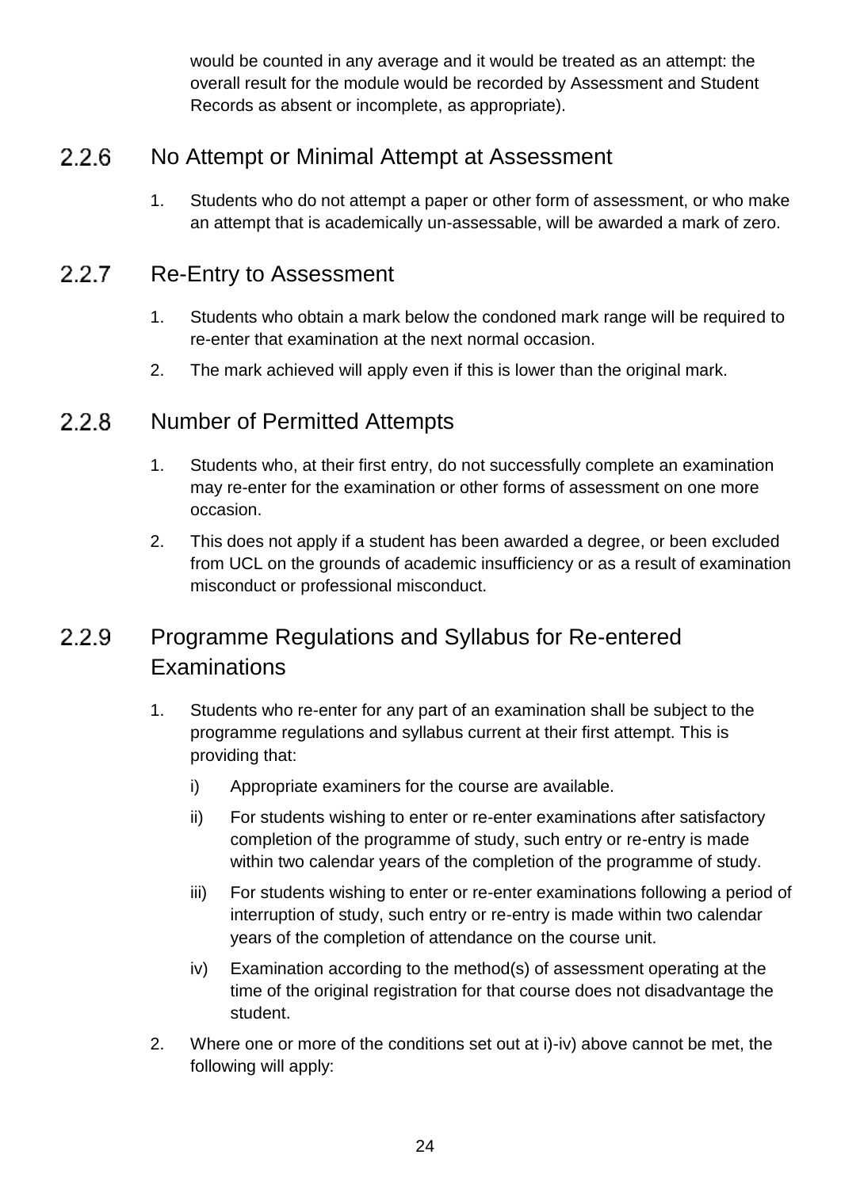would be counted in any average and it would be treated as an attempt: the overall result for the module would be recorded by Assessment and Student Records as absent or incomplete, as appropriate).

### 2.2.6 No Attempt or Minimal Attempt at Assessment

1. Students who do not attempt a paper or other form of assessment, or who make an attempt that is academically un-assessable, will be awarded a mark of zero.

### 2.2.7 Re-Entry to Assessment

1. Students who obtain a mark below the condoned mark range will be required to re-enter that examination at the next normal occasion.
2. The mark achieved will apply even if this is lower than the original mark.

### 2.2.8 Number of Permitted Attempts

1. Students who, at their first entry, do not successfully complete an examination may re-enter for the examination or other forms of assessment on one more occasion.
2. This does not apply if a student has been awarded a degree, or been excluded from UCL on the grounds of academic insufficiency or as a result of examination misconduct or professional misconduct.

### 2.2.9 Programme Regulations and Syllabus for Re-entered Examinations

1. Students who re-enter for any part of an examination shall be subject to the programme regulations and syllabus current at their first attempt. This is providing that:
   - i) Appropriate examiners for the course are available.
   - ii) For students wishing to enter or re-enter examinations after satisfactory completion of the programme of study, such entry or re-entry is made within two calendar years of the completion of the programme of study.
   - iii) For students wishing to enter or re-enter examinations following a period of interruption of study, such entry or re-entry is made within two calendar years of the completion of attendance on the course unit.
   - iv) Examination according to the method(s) of assessment operating at the time of the original registration for that course does not disadvantage the student.
2. Where one or more of the conditions set out at i)-iv) above cannot be met, the following will apply: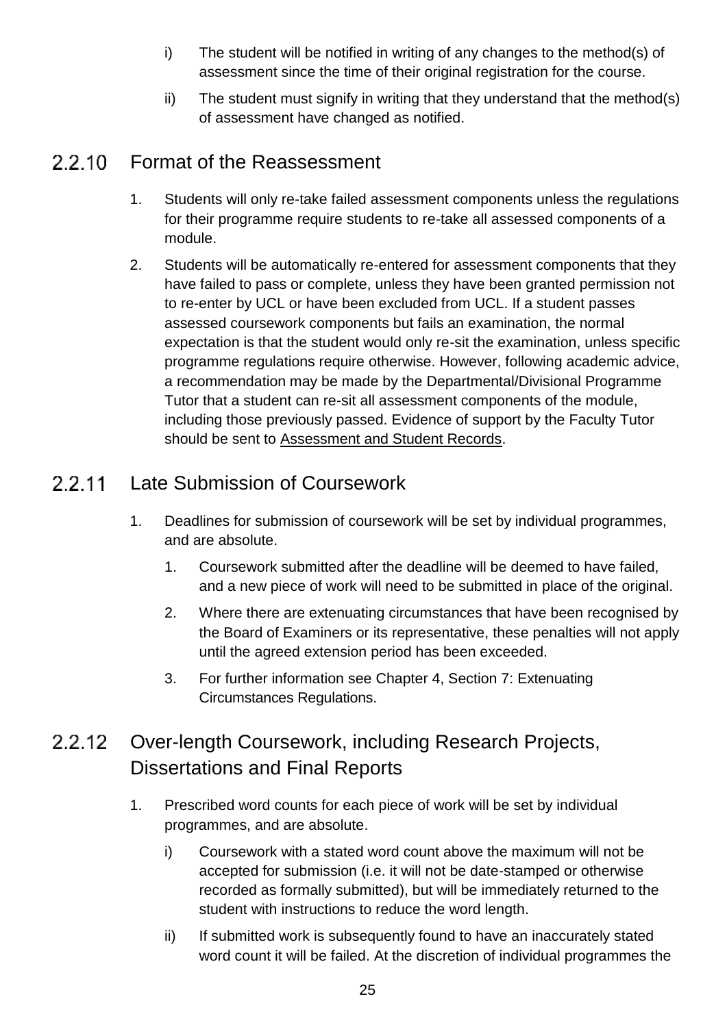i) The student will be notified in writing of any changes to the method(s) of assessment since the time of their original registration for the course.

ii) The student must signify in writing that they understand that the method(s) of assessment have changed as notified.

### 2.2.10 Format of the Reassessment

1. Students will only re-take failed assessment components unless the regulations for their programme require students to re-take all assessed components of a module.
2. Students will be automatically re-entered for assessment components that they have failed to pass or complete, unless they have been granted permission not to re-enter by UCL or have been excluded from UCL. If a student passes assessed coursework components but fails an examination, the normal expectation is that the student would only re-sit the examination, unless specific programme regulations require otherwise. However, following academic advice, a recommendation may be made by the Departmental/Divisional Programme Tutor that a student can re-sit all assessment components of the module, including those previously passed. Evidence of support by the Faculty Tutor should be sent to Assessment and Student Records.

### 2.2.11 Late Submission of Coursework

1. Deadlines for submission of coursework will be set by individual programmes, and are absolute.
    1. Coursework submitted after the deadline will be deemed to have failed, and a new piece of work will need to be submitted in place of the original.
    2. Where there are extenuating circumstances that have been recognised by the Board of Examiners or its representative, these penalties will not apply until the agreed extension period has been exceeded.
    3. For further information see Chapter 4, Section 7: Extenuating Circumstances Regulations.

### 2.2.12 Over-length Coursework, including Research Projects, Dissertations and Final Reports

1. Prescribed word counts for each piece of work will be set by individual programmes, and are absolute.

    i) Coursework with a stated word count above the maximum will not be accepted for submission (i.e. it will not be date-stamped or otherwise recorded as formally submitted), but will be immediately returned to the student with instructions to reduce the word length.

    ii) If submitted work is subsequently found to have an inaccurately stated word count it will be failed. At the discretion of individual programmes the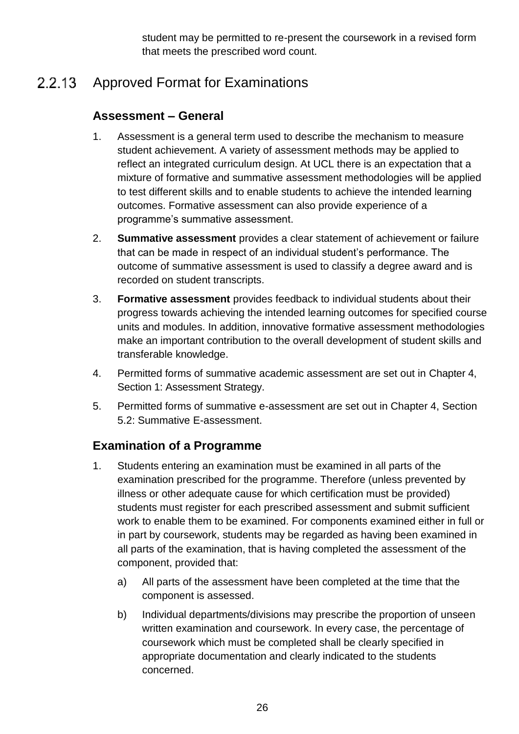student may be permitted to re-present the coursework in a revised form that meets the prescribed word count.

## 2.2.13 Approved Format for Examinations

### Assessment – General

1. Assessment is a general term used to describe the mechanism to measure student achievement. A variety of assessment methods may be applied to reflect an integrated curriculum design. At UCL there is an expectation that a mixture of formative and summative assessment methodologies will be applied to test different skills and to enable students to achieve the intended learning outcomes. Formative assessment can also provide experience of a programme's summative assessment.
2. **Summative assessment** provides a clear statement of achievement or failure that can be made in respect of an individual student's performance. The outcome of summative assessment is used to classify a degree award and is recorded on student transcripts.
3. **Formative assessment** provides feedback to individual students about their progress towards achieving the intended learning outcomes for specified course units and modules. In addition, innovative formative assessment methodologies make an important contribution to the overall development of student skills and transferable knowledge.
4. Permitted forms of summative academic assessment are set out in Chapter 4, Section 1: Assessment Strategy.
5. Permitted forms of summative e-assessment are set out in Chapter 4, Section 5.2: Summative E-assessment.

### Examination of a Programme

1. Students entering an examination must be examined in all parts of the examination prescribed for the programme. Therefore (unless prevented by illness or other adequate cause for which certification must be provided) students must register for each prescribed assessment and submit sufficient work to enable them to be examined. For components examined either in full or in part by coursework, students may be regarded as having been examined in all parts of the examination, that is having completed the assessment of the component, provided that:
   a) All parts of the assessment have been completed at the time that the component is assessed.
   b) Individual departments/divisions may prescribe the proportion of unseen written examination and coursework. In every case, the percentage of coursework which must be completed shall be clearly specified in appropriate documentation and clearly indicated to the students concerned.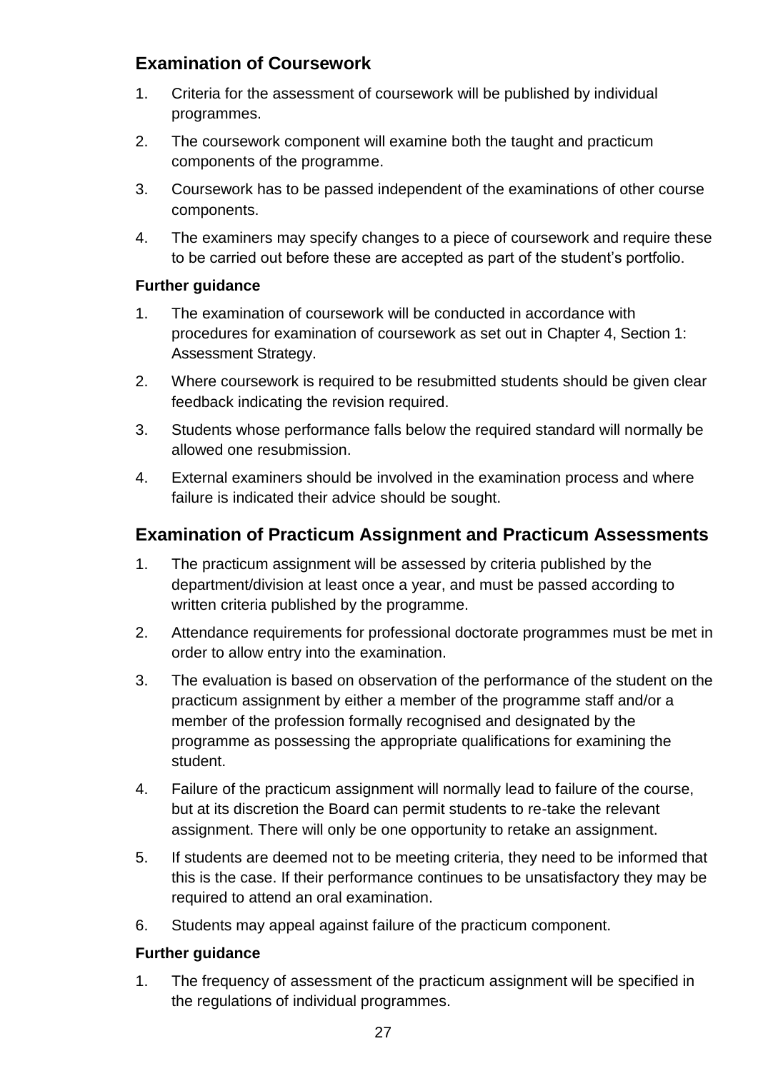## Examination of Coursework

1. Criteria for the assessment of coursework will be published by individual programmes.
2. The coursework component will examine both the taught and practicum components of the programme.
3. Coursework has to be passed independent of the examinations of other course components.
4. The examiners may specify changes to a piece of coursework and require these to be carried out before these are accepted as part of the student's portfolio.

### Further guidance

1. The examination of coursework will be conducted in accordance with procedures for examination of coursework as set out in Chapter 4, Section 1: Assessment Strategy.
2. Where coursework is required to be resubmitted students should be given clear feedback indicating the revision required.
3. Students whose performance falls below the required standard will normally be allowed one resubmission.
4. External examiners should be involved in the examination process and where failure is indicated their advice should be sought.

## Examination of Practicum Assignment and Practicum Assessments

1. The practicum assignment will be assessed by criteria published by the department/division at least once a year, and must be passed according to written criteria published by the programme.
2. Attendance requirements for professional doctorate programmes must be met in order to allow entry into the examination.
3. The evaluation is based on observation of the performance of the student on the practicum assignment by either a member of the programme staff and/or a member of the profession formally recognised and designated by the programme as possessing the appropriate qualifications for examining the student.
4. Failure of the practicum assignment will normally lead to failure of the course, but at its discretion the Board can permit students to re-take the relevant assignment. There will only be one opportunity to retake an assignment.
5. If students are deemed not to be meeting criteria, they need to be informed that this is the case. If their performance continues to be unsatisfactory they may be required to attend an oral examination.
6. Students may appeal against failure of the practicum component.

### Further guidance

1. The frequency of assessment of the practicum assignment will be specified in the regulations of individual programmes.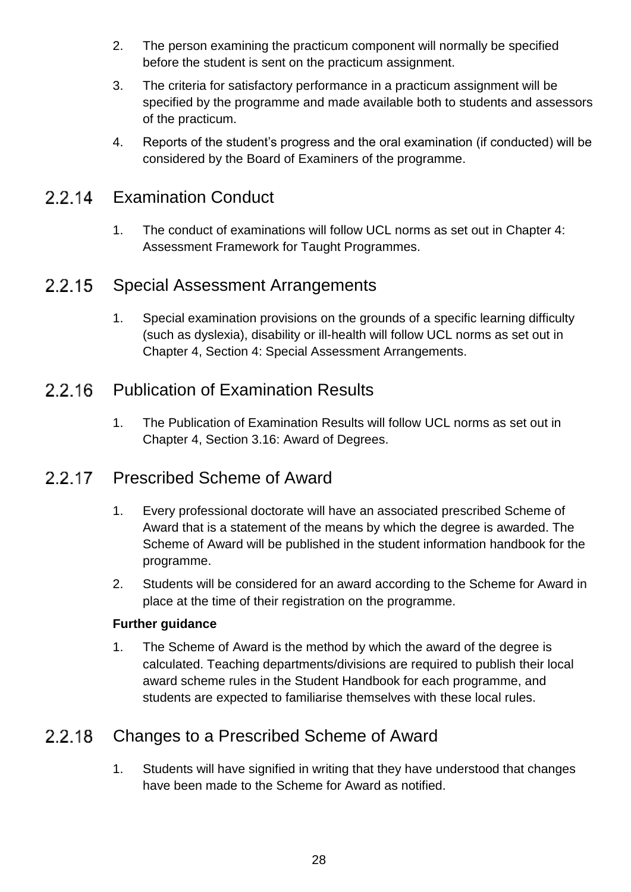2. The person examining the practicum component will normally be specified before the student is sent on the practicum assignment.
3. The criteria for satisfactory performance in a practicum assignment will be specified by the programme and made available both to students and assessors of the practicum.
4. Reports of the student's progress and the oral examination (if conducted) will be considered by the Board of Examiners of the programme.

### 2.2.14 Examination Conduct

1. The conduct of examinations will follow UCL norms as set out in Chapter 4: Assessment Framework for Taught Programmes.

### 2.2.15 Special Assessment Arrangements

1. Special examination provisions on the grounds of a specific learning difficulty (such as dyslexia), disability or ill-health will follow UCL norms as set out in Chapter 4, Section 4: Special Assessment Arrangements.

### 2.2.16 Publication of Examination Results

1. The Publication of Examination Results will follow UCL norms as set out in Chapter 4, Section 3.16: Award of Degrees.

### 2.2.17 Prescribed Scheme of Award

1. Every professional doctorate will have an associated prescribed Scheme of Award that is a statement of the means by which the degree is awarded. The Scheme of Award will be published in the student information handbook for the programme.
2. Students will be considered for an award according to the Scheme for Award in place at the time of their registration on the programme.

**Further guidance**

1. The Scheme of Award is the method by which the award of the degree is calculated. Teaching departments/divisions are required to publish their local award scheme rules in the Student Handbook for each programme, and students are expected to familiarise themselves with these local rules.

### 2.2.18 Changes to a Prescribed Scheme of Award

1. Students will have signified in writing that they have understood that changes have been made to the Scheme for Award as notified.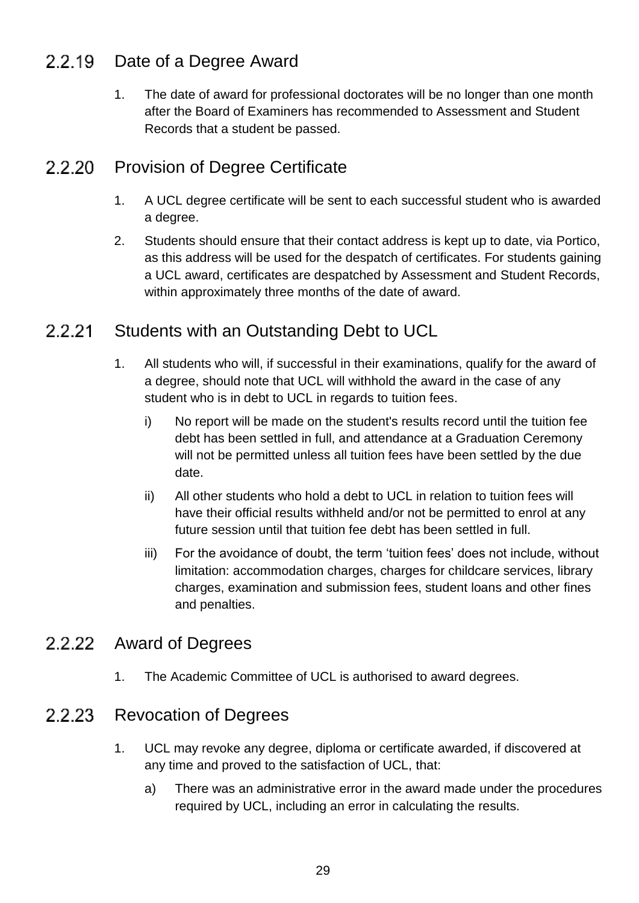## 2.2.19 Date of a Degree Award

1. The date of award for professional doctorates will be no longer than one month after the Board of Examiners has recommended to Assessment and Student Records that a student be passed.

## 2.2.20 Provision of Degree Certificate

1. A UCL degree certificate will be sent to each successful student who is awarded a degree.
2. Students should ensure that their contact address is kept up to date, via Portico, as this address will be used for the despatch of certificates. For students gaining a UCL award, certificates are despatched by Assessment and Student Records, within approximately three months of the date of award.

## 2.2.21 Students with an Outstanding Debt to UCL

1. All students who will, if successful in their examinations, qualify for the award of a degree, should note that UCL will withhold the award in the case of any student who is in debt to UCL in regards to tuition fees.
   - i) No report will be made on the student's results record until the tuition fee debt has been settled in full, and attendance at a Graduation Ceremony will not be permitted unless all tuition fees have been settled by the due date.
   - ii) All other students who hold a debt to UCL in relation to tuition fees will have their official results withheld and/or not be permitted to enrol at any future session until that tuition fee debt has been settled in full.
   - iii) For the avoidance of doubt, the term 'tuition fees' does not include, without limitation: accommodation charges, charges for childcare services, library charges, examination and submission fees, student loans and other fines and penalties.

## 2.2.22 Award of Degrees

1. The Academic Committee of UCL is authorised to award degrees.

## 2.2.23 Revocation of Degrees

1. UCL may revoke any degree, diploma or certificate awarded, if discovered at any time and proved to the satisfaction of UCL, that:
   - a) There was an administrative error in the award made under the procedures required by UCL, including an error in calculating the results.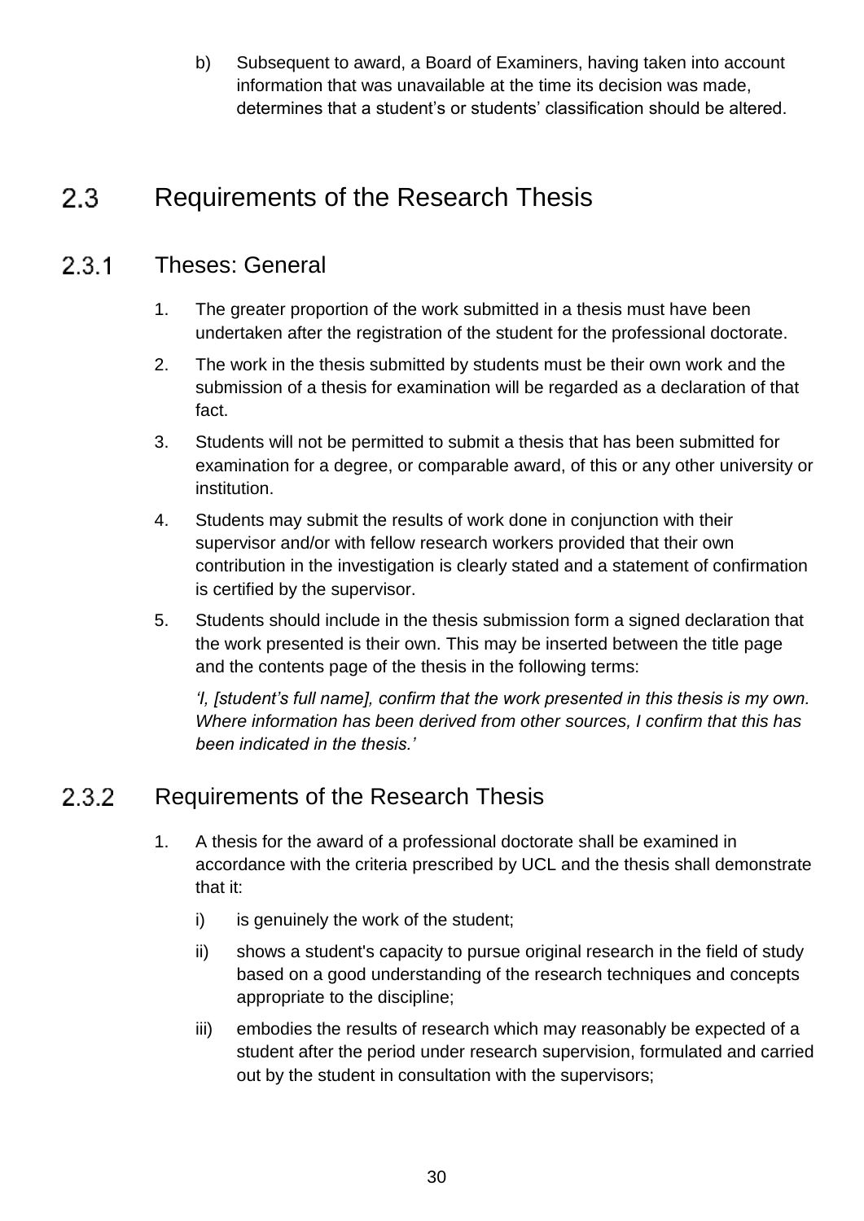b) Subsequent to award, a Board of Examiners, having taken into account information that was unavailable at the time its decision was made, determines that a student's or students' classification should be altered.

## 2.3 Requirements of the Research Thesis

### 2.3.1 Theses: General

1. The greater proportion of the work submitted in a thesis must have been undertaken after the registration of the student for the professional doctorate.
2. The work in the thesis submitted by students must be their own work and the submission of a thesis for examination will be regarded as a declaration of that fact.
3. Students will not be permitted to submit a thesis that has been submitted for examination for a degree, or comparable award, of this or any other university or institution.
4. Students may submit the results of work done in conjunction with their supervisor and/or with fellow research workers provided that their own contribution in the investigation is clearly stated and a statement of confirmation is certified by the supervisor.
5. Students should include in the thesis submission form a signed declaration that the work presented is their own. This may be inserted between the title page and the contents page of the thesis in the following terms:

   *'I, [student's full name], confirm that the work presented in this thesis is my own. Where information has been derived from other sources, I confirm that this has been indicated in the thesis.'*

### 2.3.2 Requirements of the Research Thesis

1. A thesis for the award of a professional doctorate shall be examined in accordance with the criteria prescribed by UCL and the thesis shall demonstrate that it:
   i) is genuinely the work of the student;
   ii) shows a student's capacity to pursue original research in the field of study based on a good understanding of the research techniques and concepts appropriate to the discipline;
   iii) embodies the results of research which may reasonably be expected of a student after the period under research supervision, formulated and carried out by the student in consultation with the supervisors;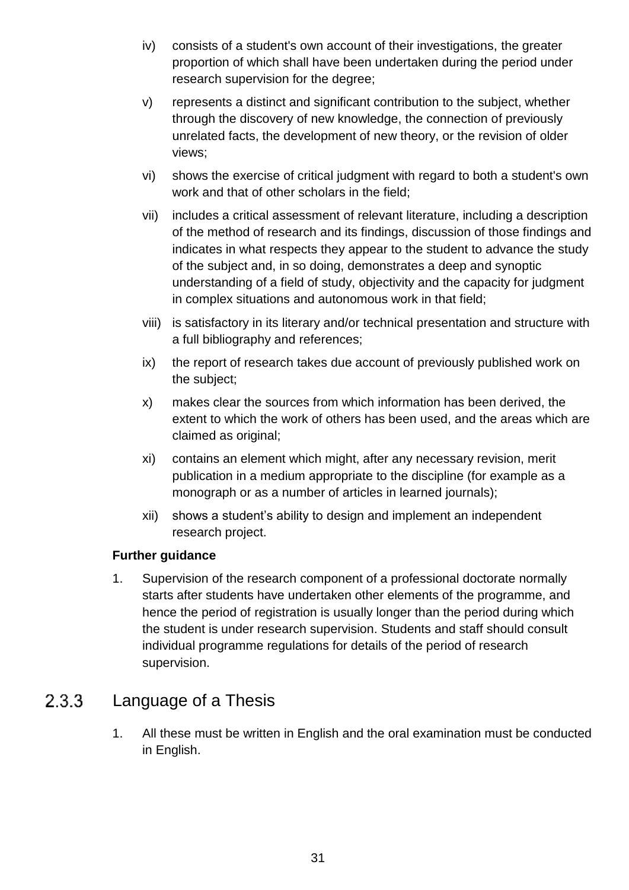iv) consists of a student's own account of their investigations, the greater proportion of which shall have been undertaken during the period under research supervision for the degree;

v) represents a distinct and significant contribution to the subject, whether through the discovery of new knowledge, the connection of previously unrelated facts, the development of new theory, or the revision of older views;

vi) shows the exercise of critical judgment with regard to both a student's own work and that of other scholars in the field;

vii) includes a critical assessment of relevant literature, including a description of the method of research and its findings, discussion of those findings and indicates in what respects they appear to the student to advance the study of the subject and, in so doing, demonstrates a deep and synoptic understanding of a field of study, objectivity and the capacity for judgment in complex situations and autonomous work in that field;

viii) is satisfactory in its literary and/or technical presentation and structure with a full bibliography and references;

ix) the report of research takes due account of previously published work on the subject;

x) makes clear the sources from which information has been derived, the extent to which the work of others has been used, and the areas which are claimed as original;

xi) contains an element which might, after any necessary revision, merit publication in a medium appropriate to the discipline (for example as a monograph or as a number of articles in learned journals);

xii) shows a student's ability to design and implement an independent research project.

**Further guidance**

1. Supervision of the research component of a professional doctorate normally starts after students have undertaken other elements of the programme, and hence the period of registration is usually longer than the period during which the student is under research supervision. Students and staff should consult individual programme regulations for details of the period of research supervision.

### 2.3.3 Language of a Thesis

1. All these must be written in English and the oral examination must be conducted in English.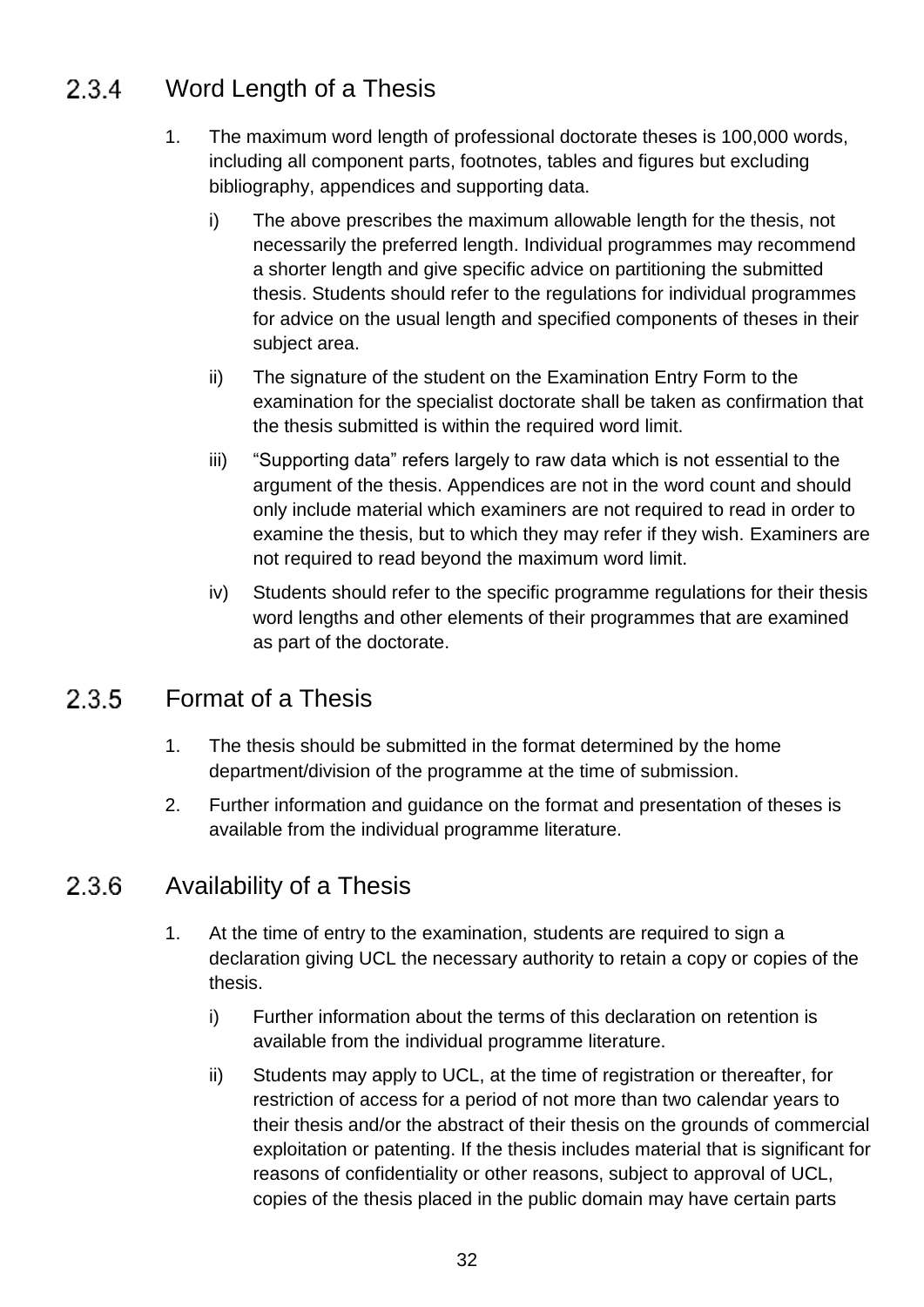### 2.3.4 Word Length of a Thesis

1. The maximum word length of professional doctorate theses is 100,000 words, including all component parts, footnotes, tables and figures but excluding bibliography, appendices and supporting data.

   i) The above prescribes the maximum allowable length for the thesis, not necessarily the preferred length. Individual programmes may recommend a shorter length and give specific advice on partitioning the submitted thesis. Students should refer to the regulations for individual programmes for advice on the usual length and specified components of theses in their subject area.

   ii) The signature of the student on the Examination Entry Form to the examination for the specialist doctorate shall be taken as confirmation that the thesis submitted is within the required word limit.

   iii) “Supporting data” refers largely to raw data which is not essential to the argument of the thesis. Appendices are not in the word count and should only include material which examiners are not required to read in order to examine the thesis, but to which they may refer if they wish. Examiners are not required to read beyond the maximum word limit.

   iv) Students should refer to the specific programme regulations for their thesis word lengths and other elements of their programmes that are examined as part of the doctorate.

### 2.3.5 Format of a Thesis

1. The thesis should be submitted in the format determined by the home department/division of the programme at the time of submission.
2. Further information and guidance on the format and presentation of theses is available from the individual programme literature.

### 2.3.6 Availability of a Thesis

1. At the time of entry to the examination, students are required to sign a declaration giving UCL the necessary authority to retain a copy or copies of the thesis.

   i) Further information about the terms of this declaration on retention is available from the individual programme literature.

   ii) Students may apply to UCL, at the time of registration or thereafter, for restriction of access for a period of not more than two calendar years to their thesis and/or the abstract of their thesis on the grounds of commercial exploitation or patenting. If the thesis includes material that is significant for reasons of confidentiality or other reasons, subject to approval of UCL, copies of the thesis placed in the public domain may have certain parts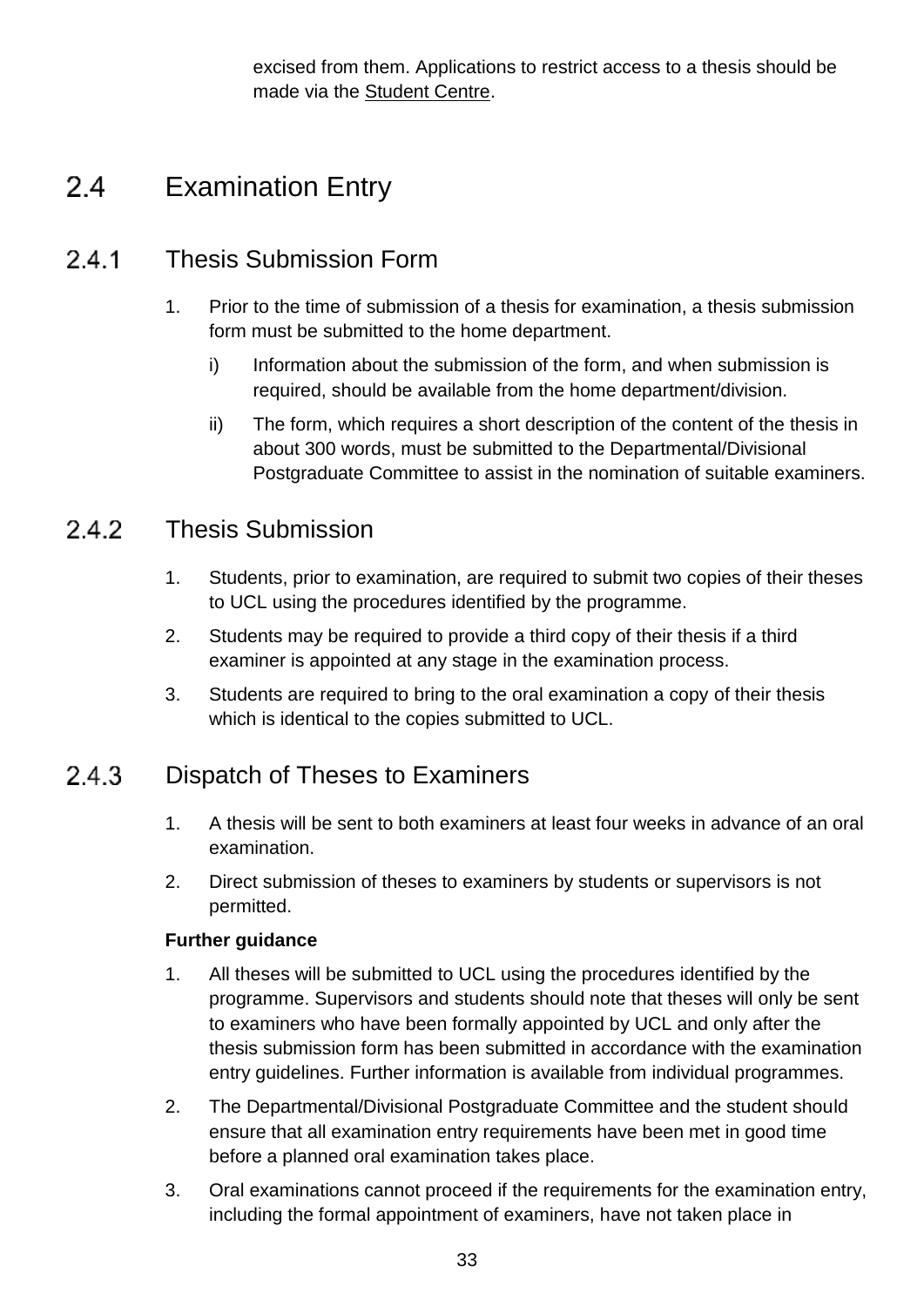excised from them. Applications to restrict access to a thesis should be made via the Student Centre.

## 2.4 Examination Entry

### 2.4.1 Thesis Submission Form

1. Prior to the time of submission of a thesis for examination, a thesis submission form must be submitted to the home department.
   i) Information about the submission of the form, and when submission is required, should be available from the home department/division.
   ii) The form, which requires a short description of the content of the thesis in about 300 words, must be submitted to the Departmental/Divisional Postgraduate Committee to assist in the nomination of suitable examiners.

### 2.4.2 Thesis Submission

1. Students, prior to examination, are required to submit two copies of their theses to UCL using the procedures identified by the programme.
2. Students may be required to provide a third copy of their thesis if a third examiner is appointed at any stage in the examination process.
3. Students are required to bring to the oral examination a copy of their thesis which is identical to the copies submitted to UCL.

### 2.4.3 Dispatch of Theses to Examiners

1. A thesis will be sent to both examiners at least four weeks in advance of an oral examination.
2. Direct submission of theses to examiners by students or supervisors is not permitted.

**Further guidance**

1. All theses will be submitted to UCL using the procedures identified by the programme. Supervisors and students should note that theses will only be sent to examiners who have been formally appointed by UCL and only after the thesis submission form has been submitted in accordance with the examination entry guidelines. Further information is available from individual programmes.
2. The Departmental/Divisional Postgraduate Committee and the student should ensure that all examination entry requirements have been met in good time before a planned oral examination takes place.
3. Oral examinations cannot proceed if the requirements for the examination entry, including the formal appointment of examiners, have not taken place in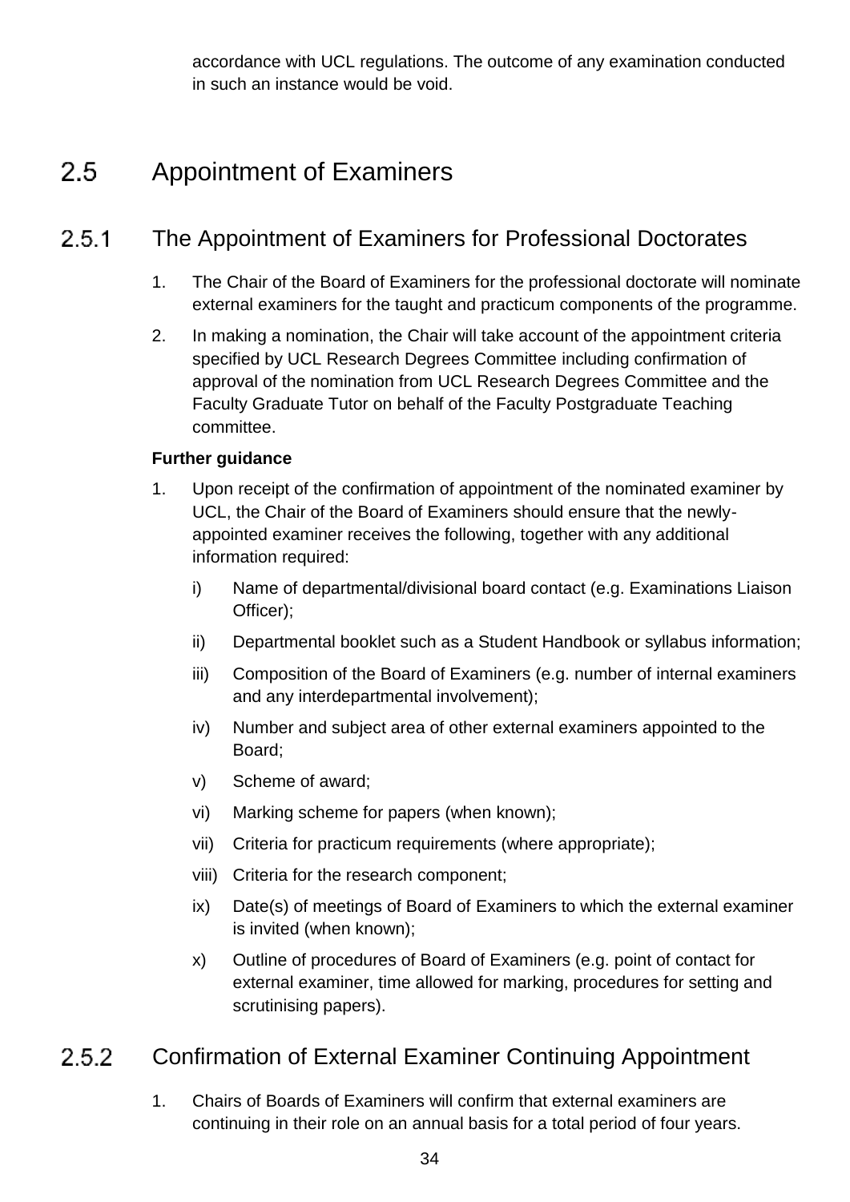accordance with UCL regulations. The outcome of any examination conducted in such an instance would be void.

## 2.5 Appointment of Examiners

### 2.5.1 The Appointment of Examiners for Professional Doctorates

1. The Chair of the Board of Examiners for the professional doctorate will nominate external examiners for the taught and practicum components of the programme.
2. In making a nomination, the Chair will take account of the appointment criteria specified by UCL Research Degrees Committee including confirmation of approval of the nomination from UCL Research Degrees Committee and the Faculty Graduate Tutor on behalf of the Faculty Postgraduate Teaching committee.

**Further guidance**

1. Upon receipt of the confirmation of appointment of the nominated examiner by UCL, the Chair of the Board of Examiners should ensure that the newly-appointed examiner receives the following, together with any additional information required:
   - i) Name of departmental/divisional board contact (e.g. Examinations Liaison Officer);
   - ii) Departmental booklet such as a Student Handbook or syllabus information;
   - iii) Composition of the Board of Examiners (e.g. number of internal examiners and any interdepartmental involvement);
   - iv) Number and subject area of other external examiners appointed to the Board;
   - v) Scheme of award;
   - vi) Marking scheme for papers (when known);
   - vii) Criteria for practicum requirements (where appropriate);
   - viii) Criteria for the research component;
   - ix) Date(s) of meetings of Board of Examiners to which the external examiner is invited (when known);
   - x) Outline of procedures of Board of Examiners (e.g. point of contact for external examiner, time allowed for marking, procedures for setting and scrutinising papers).

### 2.5.2 Confirmation of External Examiner Continuing Appointment

1. Chairs of Boards of Examiners will confirm that external examiners are continuing in their role on an annual basis for a total period of four years.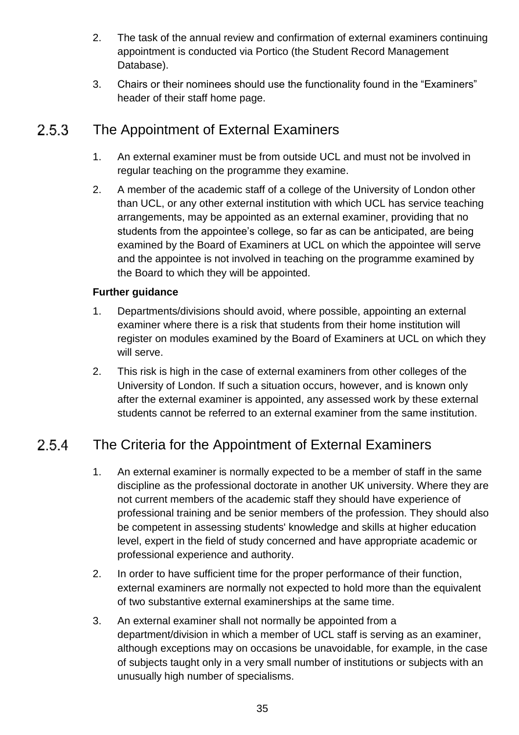2. The task of the annual review and confirmation of external examiners continuing appointment is conducted via Portico (the Student Record Management Database).
3. Chairs or their nominees should use the functionality found in the “Examiners” header of their staff home page.

## 2.5.3 The Appointment of External Examiners

1. An external examiner must be from outside UCL and must not be involved in regular teaching on the programme they examine.
2. A member of the academic staff of a college of the University of London other than UCL, or any other external institution with which UCL has service teaching arrangements, may be appointed as an external examiner, providing that no students from the appointee’s college, so far as can be anticipated, are being examined by the Board of Examiners at UCL on which the appointee will serve and the appointee is not involved in teaching on the programme examined by the Board to which they will be appointed.

**Further guidance**

1. Departments/divisions should avoid, where possible, appointing an external examiner where there is a risk that students from their home institution will register on modules examined by the Board of Examiners at UCL on which they will serve.
2. This risk is high in the case of external examiners from other colleges of the University of London. If such a situation occurs, however, and is known only after the external examiner is appointed, any assessed work by these external students cannot be referred to an external examiner from the same institution.

## 2.5.4 The Criteria for the Appointment of External Examiners

1. An external examiner is normally expected to be a member of staff in the same discipline as the professional doctorate in another UK university. Where they are not current members of the academic staff they should have experience of professional training and be senior members of the profession. They should also be competent in assessing students' knowledge and skills at higher education level, expert in the field of study concerned and have appropriate academic or professional experience and authority.
2. In order to have sufficient time for the proper performance of their function, external examiners are normally not expected to hold more than the equivalent of two substantive external examinerships at the same time.
3. An external examiner shall not normally be appointed from a department/division in which a member of UCL staff is serving as an examiner, although exceptions may on occasions be unavoidable, for example, in the case of subjects taught only in a very small number of institutions or subjects with an unusually high number of specialisms.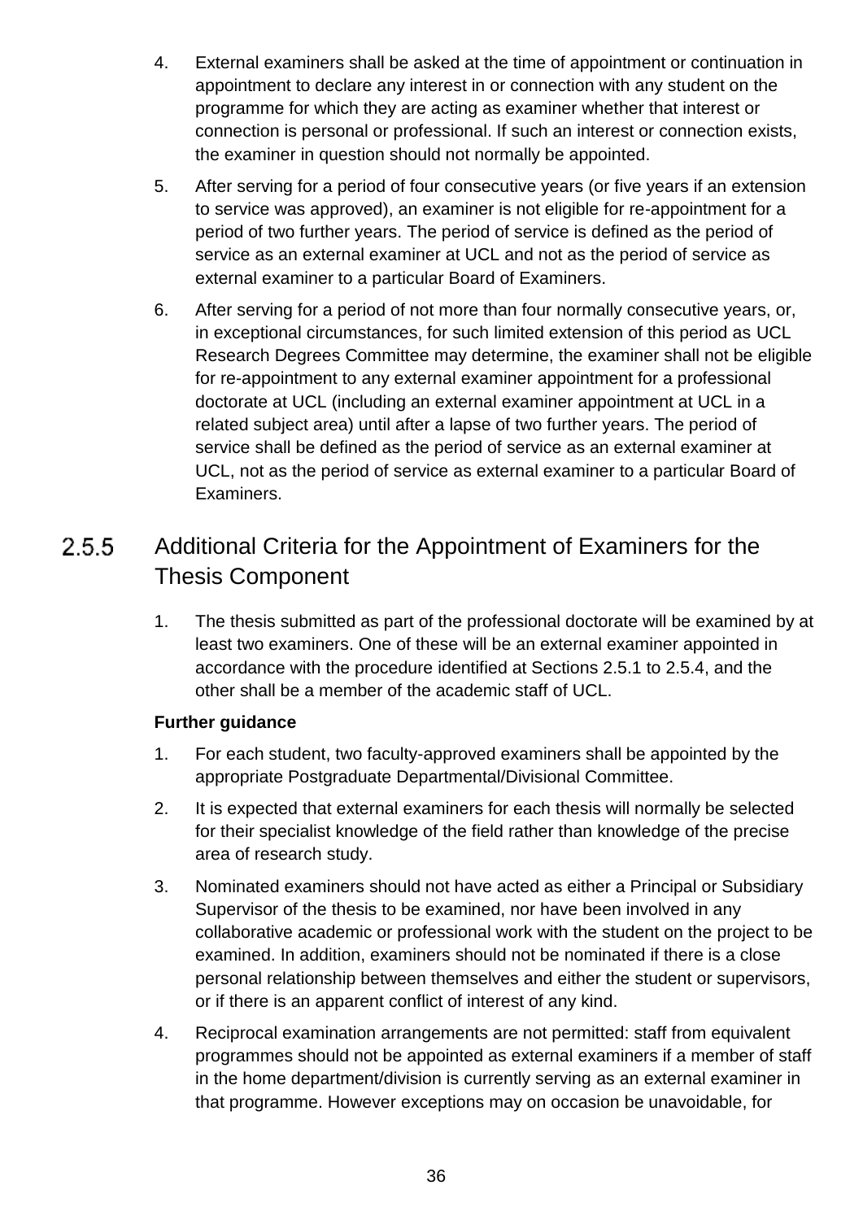4. External examiners shall be asked at the time of appointment or continuation in appointment to declare any interest in or connection with any student on the programme for which they are acting as examiner whether that interest or connection is personal or professional. If such an interest or connection exists, the examiner in question should not normally be appointed.
5. After serving for a period of four consecutive years (or five years if an extension to service was approved), an examiner is not eligible for re-appointment for a period of two further years. The period of service is defined as the period of service as an external examiner at UCL and not as the period of service as external examiner to a particular Board of Examiners.
6. After serving for a period of not more than four normally consecutive years, or, in exceptional circumstances, for such limited extension of this period as UCL Research Degrees Committee may determine, the examiner shall not be eligible for re-appointment to any external examiner appointment for a professional doctorate at UCL (including an external examiner appointment at UCL in a related subject area) until after a lapse of two further years. The period of service shall be defined as the period of service as an external examiner at UCL, not as the period of service as external examiner to a particular Board of Examiners.

### 2.5.5 Additional Criteria for the Appointment of Examiners for the Thesis Component

1. The thesis submitted as part of the professional doctorate will be examined by at least two examiners. One of these will be an external examiner appointed in accordance with the procedure identified at Sections 2.5.1 to 2.5.4, and the other shall be a member of the academic staff of UCL.

**Further guidance**

1. For each student, two faculty-approved examiners shall be appointed by the appropriate Postgraduate Departmental/Divisional Committee.
2. It is expected that external examiners for each thesis will normally be selected for their specialist knowledge of the field rather than knowledge of the precise area of research study.
3. Nominated examiners should not have acted as either a Principal or Subsidiary Supervisor of the thesis to be examined, nor have been involved in any collaborative academic or professional work with the student on the project to be examined. In addition, examiners should not be nominated if there is a close personal relationship between themselves and either the student or supervisors, or if there is an apparent conflict of interest of any kind.
4. Reciprocal examination arrangements are not permitted: staff from equivalent programmes should not be appointed as external examiners if a member of staff in the home department/division is currently serving as an external examiner in that programme. However exceptions may on occasion be unavoidable, for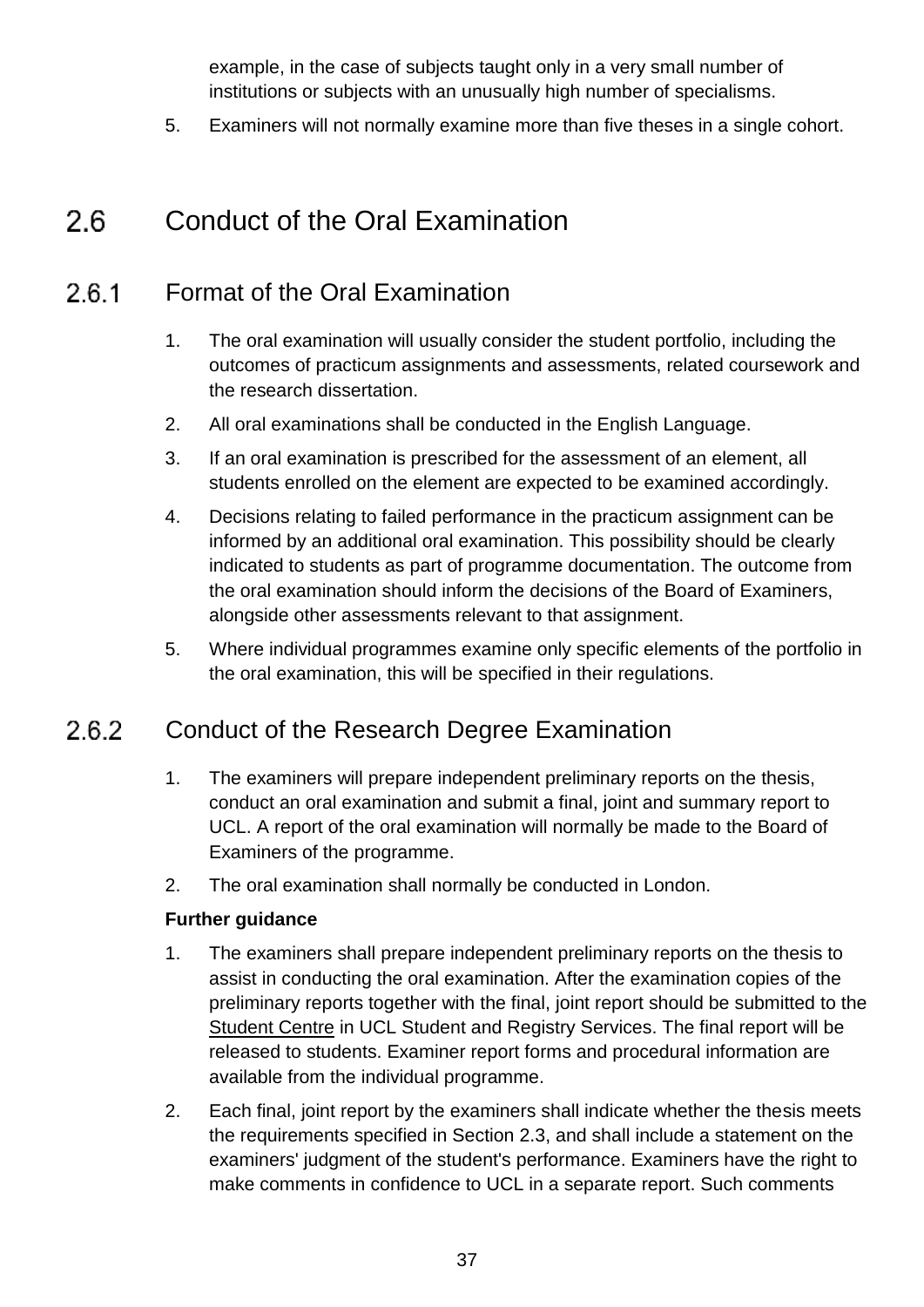example, in the case of subjects taught only in a very small number of institutions or subjects with an unusually high number of specialisms.

5. Examiners will not normally examine more than five theses in a single cohort.

## 2.6 Conduct of the Oral Examination

### 2.6.1 Format of the Oral Examination

1. The oral examination will usually consider the student portfolio, including the outcomes of practicum assignments and assessments, related coursework and the research dissertation.
2. All oral examinations shall be conducted in the English Language.
3. If an oral examination is prescribed for the assessment of an element, all students enrolled on the element are expected to be examined accordingly.
4. Decisions relating to failed performance in the practicum assignment can be informed by an additional oral examination. This possibility should be clearly indicated to students as part of programme documentation. The outcome from the oral examination should inform the decisions of the Board of Examiners, alongside other assessments relevant to that assignment.
5. Where individual programmes examine only specific elements of the portfolio in the oral examination, this will be specified in their regulations.

### 2.6.2 Conduct of the Research Degree Examination

1. The examiners will prepare independent preliminary reports on the thesis, conduct an oral examination and submit a final, joint and summary report to UCL. A report of the oral examination will normally be made to the Board of Examiners of the programme.
2. The oral examination shall normally be conducted in London.

**Further guidance**

1. The examiners shall prepare independent preliminary reports on the thesis to assist in conducting the oral examination. After the examination copies of the preliminary reports together with the final, joint report should be submitted to the Student Centre in UCL Student and Registry Services. The final report will be released to students. Examiner report forms and procedural information are available from the individual programme.
2. Each final, joint report by the examiners shall indicate whether the thesis meets the requirements specified in Section 2.3, and shall include a statement on the examiners' judgment of the student's performance. Examiners have the right to make comments in confidence to UCL in a separate report. Such comments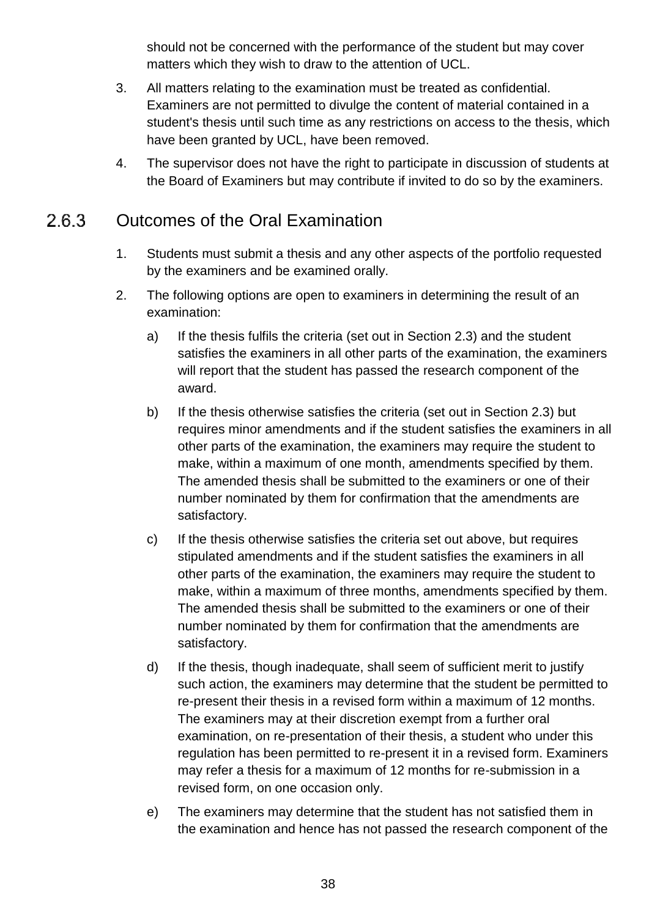should not be concerned with the performance of the student but may cover matters which they wish to draw to the attention of UCL.

3. All matters relating to the examination must be treated as confidential. Examiners are not permitted to divulge the content of material contained in a student's thesis until such time as any restrictions on access to the thesis, which have been granted by UCL, have been removed.

4. The supervisor does not have the right to participate in discussion of students at the Board of Examiners but may contribute if invited to do so by the examiners.

### 2.6.3 Outcomes of the Oral Examination

1. Students must submit a thesis and any other aspects of the portfolio requested by the examiners and be examined orally.

2. The following options are open to examiners in determining the result of an examination:

    a) If the thesis fulfils the criteria (set out in Section 2.3) and the student satisfies the examiners in all other parts of the examination, the examiners will report that the student has passed the research component of the award.

    b) If the thesis otherwise satisfies the criteria (set out in Section 2.3) but requires minor amendments and if the student satisfies the examiners in all other parts of the examination, the examiners may require the student to make, within a maximum of one month, amendments specified by them. The amended thesis shall be submitted to the examiners or one of their number nominated by them for confirmation that the amendments are satisfactory.

    c) If the thesis otherwise satisfies the criteria set out above, but requires stipulated amendments and if the student satisfies the examiners in all other parts of the examination, the examiners may require the student to make, within a maximum of three months, amendments specified by them. The amended thesis shall be submitted to the examiners or one of their number nominated by them for confirmation that the amendments are satisfactory.

    d) If the thesis, though inadequate, shall seem of sufficient merit to justify such action, the examiners may determine that the student be permitted to re-present their thesis in a revised form within a maximum of 12 months. The examiners may at their discretion exempt from a further oral examination, on re-presentation of their thesis, a student who under this regulation has been permitted to re-present it in a revised form. Examiners may refer a thesis for a maximum of 12 months for re-submission in a revised form, on one occasion only.

    e) The examiners may determine that the student has not satisfied them in the examination and hence has not passed the research component of the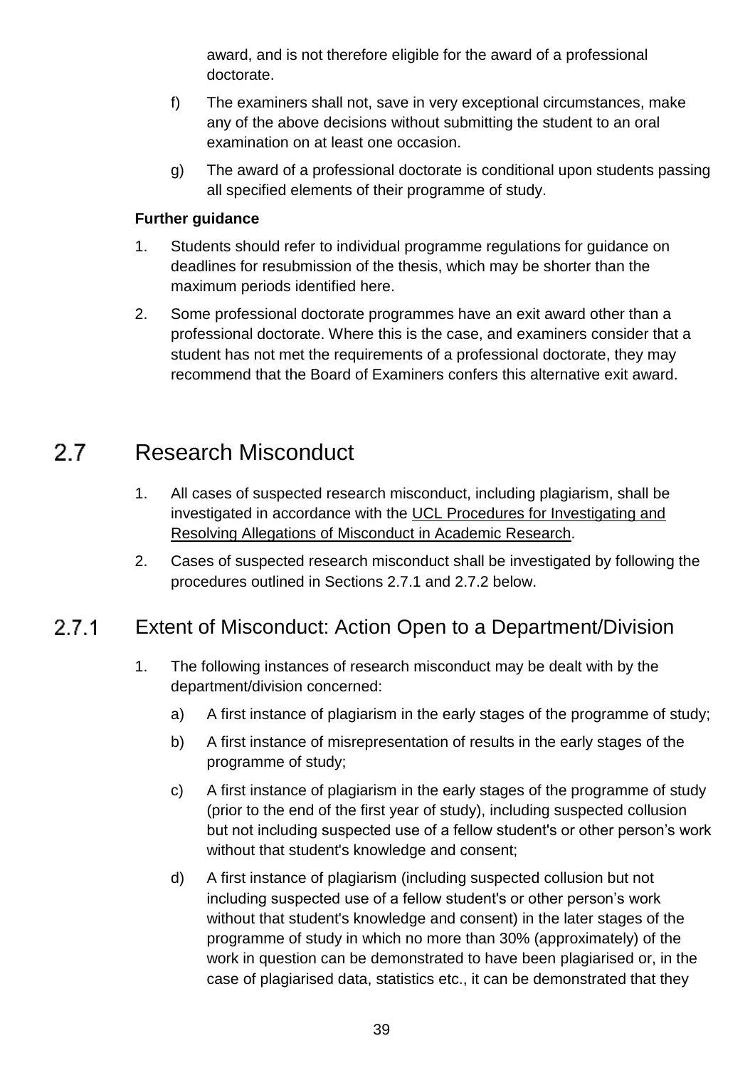award, and is not therefore eligible for the award of a professional doctorate.

f) The examiners shall not, save in very exceptional circumstances, make any of the above decisions without submitting the student to an oral examination on at least one occasion.

g) The award of a professional doctorate is conditional upon students passing all specified elements of their programme of study.

**Further guidance**

1. Students should refer to individual programme regulations for guidance on deadlines for resubmission of the thesis, which may be shorter than the maximum periods identified here.
2. Some professional doctorate programmes have an exit award other than a professional doctorate. Where this is the case, and examiners consider that a student has not met the requirements of a professional doctorate, they may recommend that the Board of Examiners confers this alternative exit award.

## 2.7 Research Misconduct

1. All cases of suspected research misconduct, including plagiarism, shall be investigated in accordance with the UCL Procedures for Investigating and Resolving Allegations of Misconduct in Academic Research.
2. Cases of suspected research misconduct shall be investigated by following the procedures outlined in Sections 2.7.1 and 2.7.2 below.

### 2.7.1 Extent of Misconduct: Action Open to a Department/Division

1. The following instances of research misconduct may be dealt with by the department/division concerned:

   a) A first instance of plagiarism in the early stages of the programme of study;

   b) A first instance of misrepresentation of results in the early stages of the programme of study;

   c) A first instance of plagiarism in the early stages of the programme of study (prior to the end of the first year of study), including suspected collusion but not including suspected use of a fellow student's or other person's work without that student's knowledge and consent;

   d) A first instance of plagiarism (including suspected collusion but not including suspected use of a fellow student's or other person's work without that student's knowledge and consent) in the later stages of the programme of study in which no more than 30% (approximately) of the work in question can be demonstrated to have been plagiarised or, in the case of plagiarised data, statistics etc., it can be demonstrated that they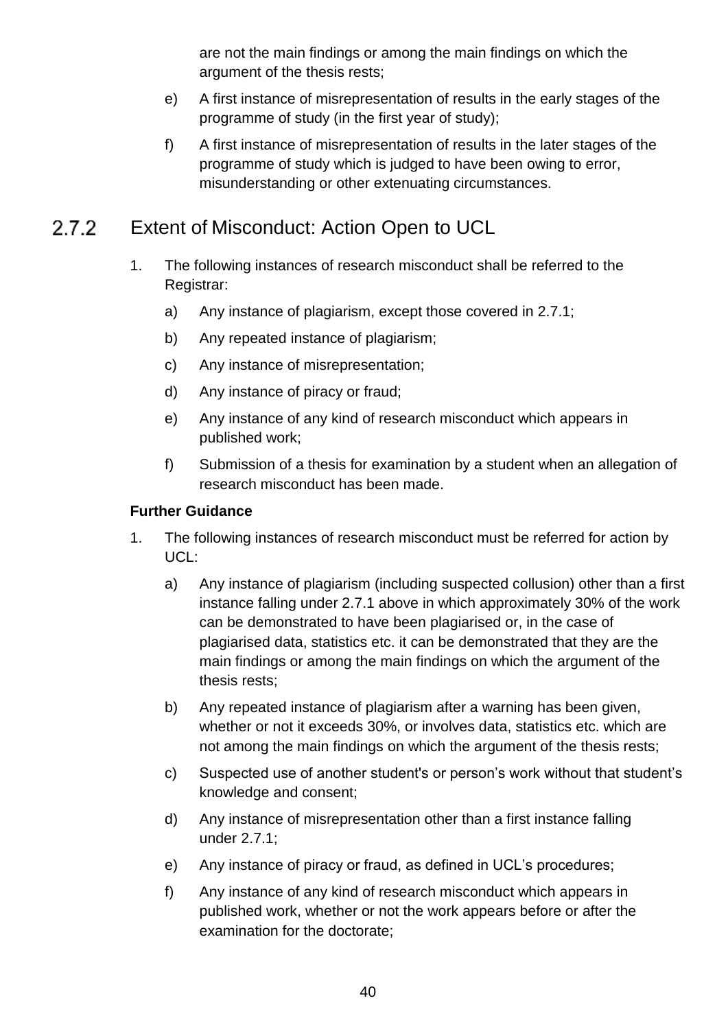are not the main findings or among the main findings on which the argument of the thesis rests;

e) A first instance of misrepresentation of results in the early stages of the programme of study (in the first year of study);

f) A first instance of misrepresentation of results in the later stages of the programme of study which is judged to have been owing to error, misunderstanding or other extenuating circumstances.

### 2.7.2 Extent of Misconduct: Action Open to UCL

1. The following instances of research misconduct shall be referred to the Registrar:

   a) Any instance of plagiarism, except those covered in 2.7.1;

   b) Any repeated instance of plagiarism;

   c) Any instance of misrepresentation;

   d) Any instance of piracy or fraud;

   e) Any instance of any kind of research misconduct which appears in published work;

   f) Submission of a thesis for examination by a student when an allegation of research misconduct has been made.

**Further Guidance**

1. The following instances of research misconduct must be referred for action by UCL:

   a) Any instance of plagiarism (including suspected collusion) other than a first instance falling under 2.7.1 above in which approximately 30% of the work can be demonstrated to have been plagiarised or, in the case of plagiarised data, statistics etc. it can be demonstrated that they are the main findings or among the main findings on which the argument of the thesis rests;

   b) Any repeated instance of plagiarism after a warning has been given, whether or not it exceeds 30%, or involves data, statistics etc. which are not among the main findings on which the argument of the thesis rests;

   c) Suspected use of another student's or person’s work without that student’s knowledge and consent;

   d) Any instance of misrepresentation other than a first instance falling under 2.7.1;

   e) Any instance of piracy or fraud, as defined in UCL’s procedures;

   f) Any instance of any kind of research misconduct which appears in published work, whether or not the work appears before or after the examination for the doctorate;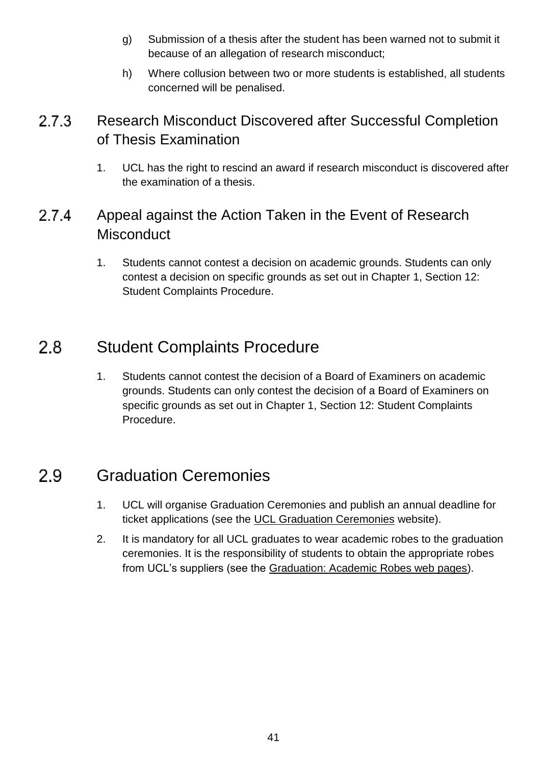g) Submission of a thesis after the student has been warned not to submit it because of an allegation of research misconduct;

h) Where collusion between two or more students is established, all students concerned will be penalised.

### 2.7.3 Research Misconduct Discovered after Successful Completion of Thesis Examination

1. UCL has the right to rescind an award if research misconduct is discovered after the examination of a thesis.

### 2.7.4 Appeal against the Action Taken in the Event of Research Misconduct

1. Students cannot contest a decision on academic grounds. Students can only contest a decision on specific grounds as set out in Chapter 1, Section 12: Student Complaints Procedure.

## 2.8 Student Complaints Procedure

1. Students cannot contest the decision of a Board of Examiners on academic grounds. Students can only contest the decision of a Board of Examiners on specific grounds as set out in Chapter 1, Section 12: Student Complaints Procedure.

## 2.9 Graduation Ceremonies

1. UCL will organise Graduation Ceremonies and publish an annual deadline for ticket applications (see the UCL Graduation Ceremonies website).
2. It is mandatory for all UCL graduates to wear academic robes to the graduation ceremonies. It is the responsibility of students to obtain the appropriate robes from UCL's suppliers (see the Graduation: Academic Robes web pages).